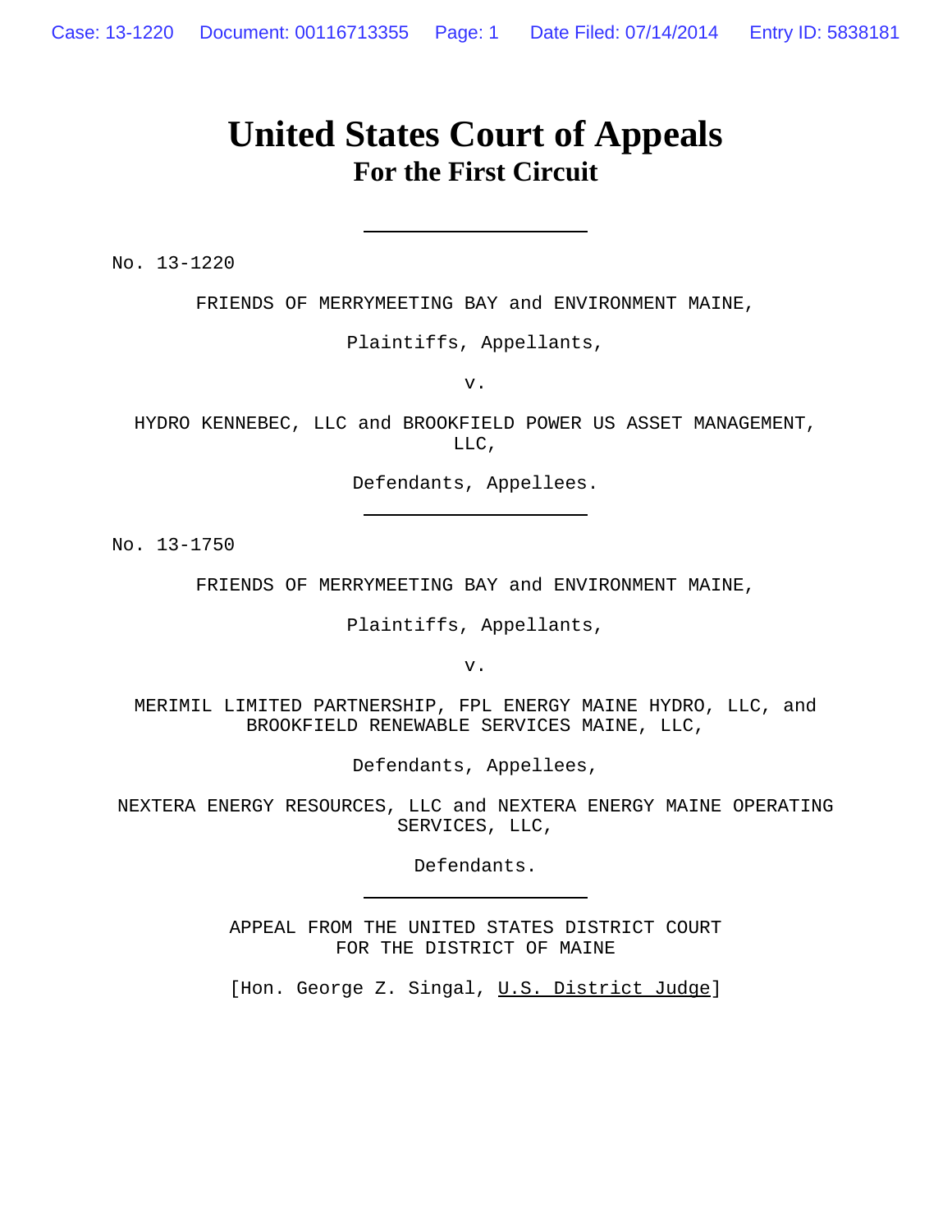# United States Court of Appeals
## For the First Circuit

---

No. 13-1220

FRIENDS OF MERRYMEETING BAY and ENVIRONMENT MAINE,

Plaintiffs, Appellants,

v.

HYDRO KENNEBEC, LLC and BROOKFIELD POWER US ASSET MANAGEMENT, LLC,

Defendants, Appellees.

---

No. 13-1750

FRIENDS OF MERRYMEETING BAY and ENVIRONMENT MAINE,

Plaintiffs, Appellants,

v.

MERIMIL LIMITED PARTNERSHIP, FPL ENERGY MAINE HYDRO, LLC, and BROOKFIELD RENEWABLE SERVICES MAINE, LLC,

Defendants, Appellees,

NEXTERA ENERGY RESOURCES, LLC and NEXTERA ENERGY MAINE OPERATING SERVICES, LLC,

Defendants.

---

APPEAL FROM THE UNITED STATES DISTRICT COURT
FOR THE DISTRICT OF MAINE

[Hon. George Z. Singal, U.S. District Judge]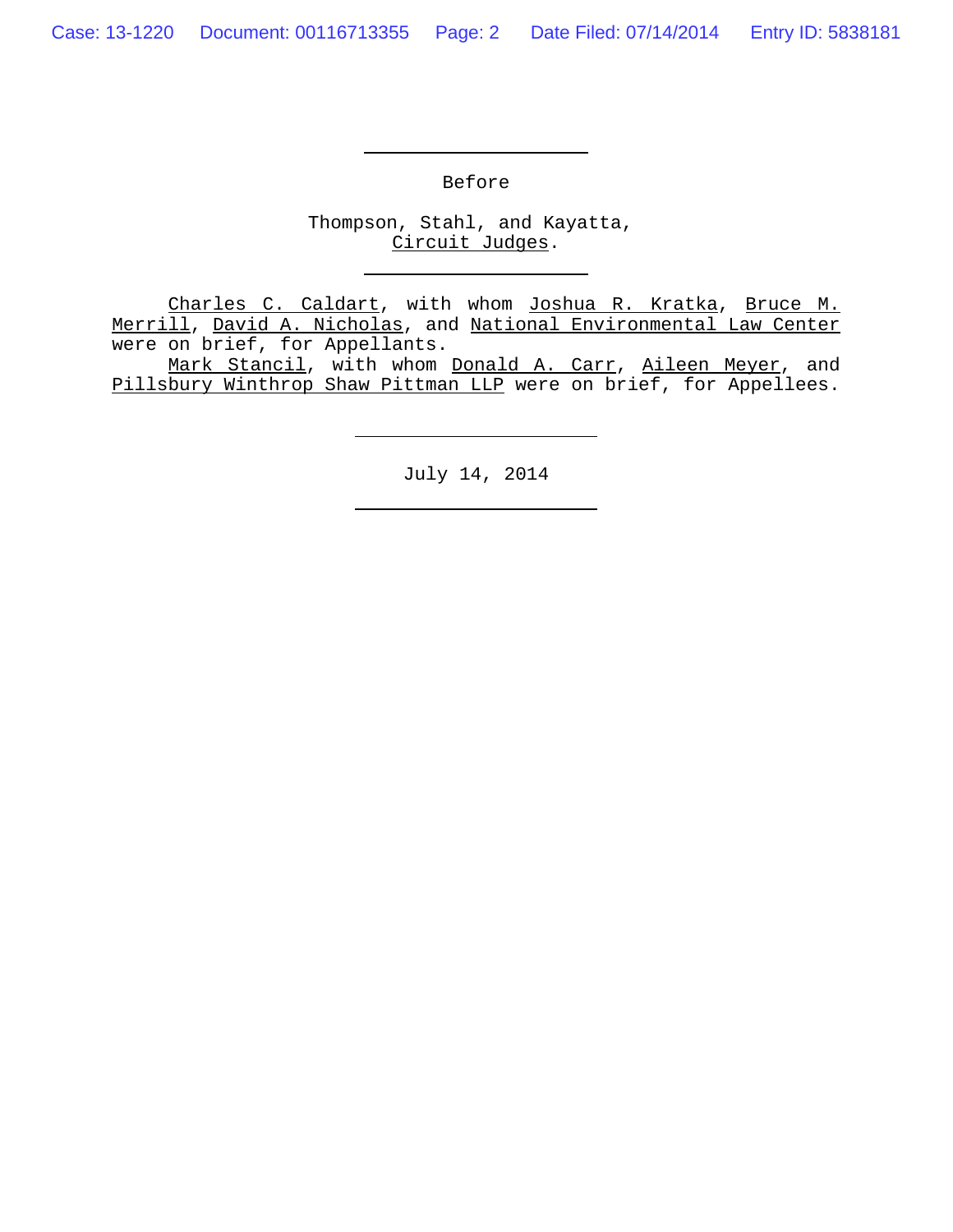Before

Thompson, Stahl, and Kayatta,
Circuit Judges.

Charles C. Caldart, with whom Joshua R. Kratka, Bruce M. Merrill, David A. Nicholas, and National Environmental Law Center were on brief, for Appellants.

Mark Stancil, with whom Donald A. Carr, Aileen Meyer, and Pillsbury Winthrop Shaw Pittman LLP were on brief, for Appellees.

July 14, 2014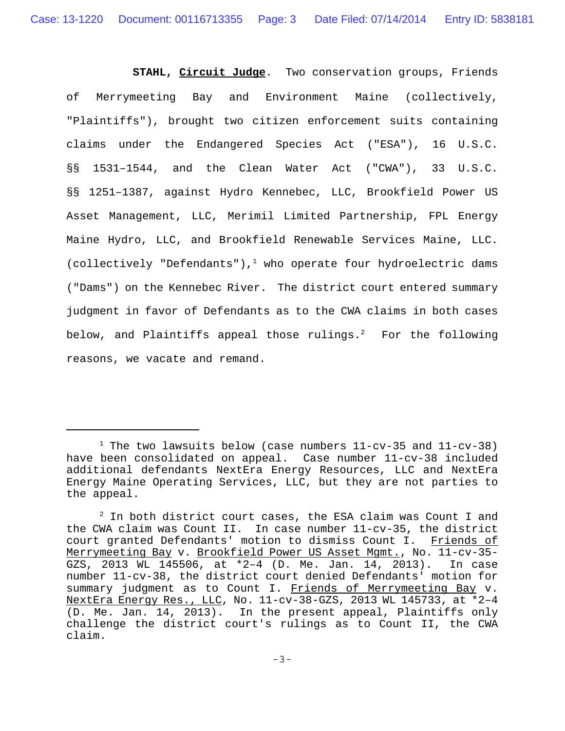**STAHL, Circuit Judge**. Two conservation groups, Friends of Merrymeeting Bay and Environment Maine (collectively, "Plaintiffs"), brought two citizen enforcement suits containing claims under the Endangered Species Act ("ESA"), 16 U.S.C. §§ 1531–1544, and the Clean Water Act ("CWA"), 33 U.S.C. §§ 1251–1387, against Hydro Kennebec, LLC, Brookfield Power US Asset Management, LLC, Merimil Limited Partnership, FPL Energy Maine Hydro, LLC, and Brookfield Renewable Services Maine, LLC. (collectively "Defendants"),[1] who operate four hydroelectric dams ("Dams") on the Kennebec River. The district court entered summary judgment in favor of Defendants as to the CWA claims in both cases below, and Plaintiffs appeal those rulings.[2] For the following reasons, we vacate and remand.

---

[1] The two lawsuits below (case numbers 11-cv-35 and 11-cv-38) have been consolidated on appeal. Case number 11-cv-38 included additional defendants NextEra Energy Resources, LLC and NextEra Energy Maine Operating Services, LLC, but they are not parties to the appeal.

[2] In both district court cases, the ESA claim was Count I and the CWA claim was Count II. In case number 11-cv-35, the district court granted Defendants' motion to dismiss Count I. Friends of Merrymeeting Bay v. Brookfield Power US Asset Mgmt., No. 11-cv-35-GZS, 2013 WL 145506, at *2–4 (D. Me. Jan. 14, 2013). In case number 11-cv-38, the district court denied Defendants' motion for summary judgment as to Count I. Friends of Merrymeeting Bay v. NextEra Energy Res., LLC, No. 11-cv-38-GZS, 2013 WL 145733, at *2–4 (D. Me. Jan. 14, 2013). In the present appeal, Plaintiffs only challenge the district court's rulings as to Count II, the CWA claim.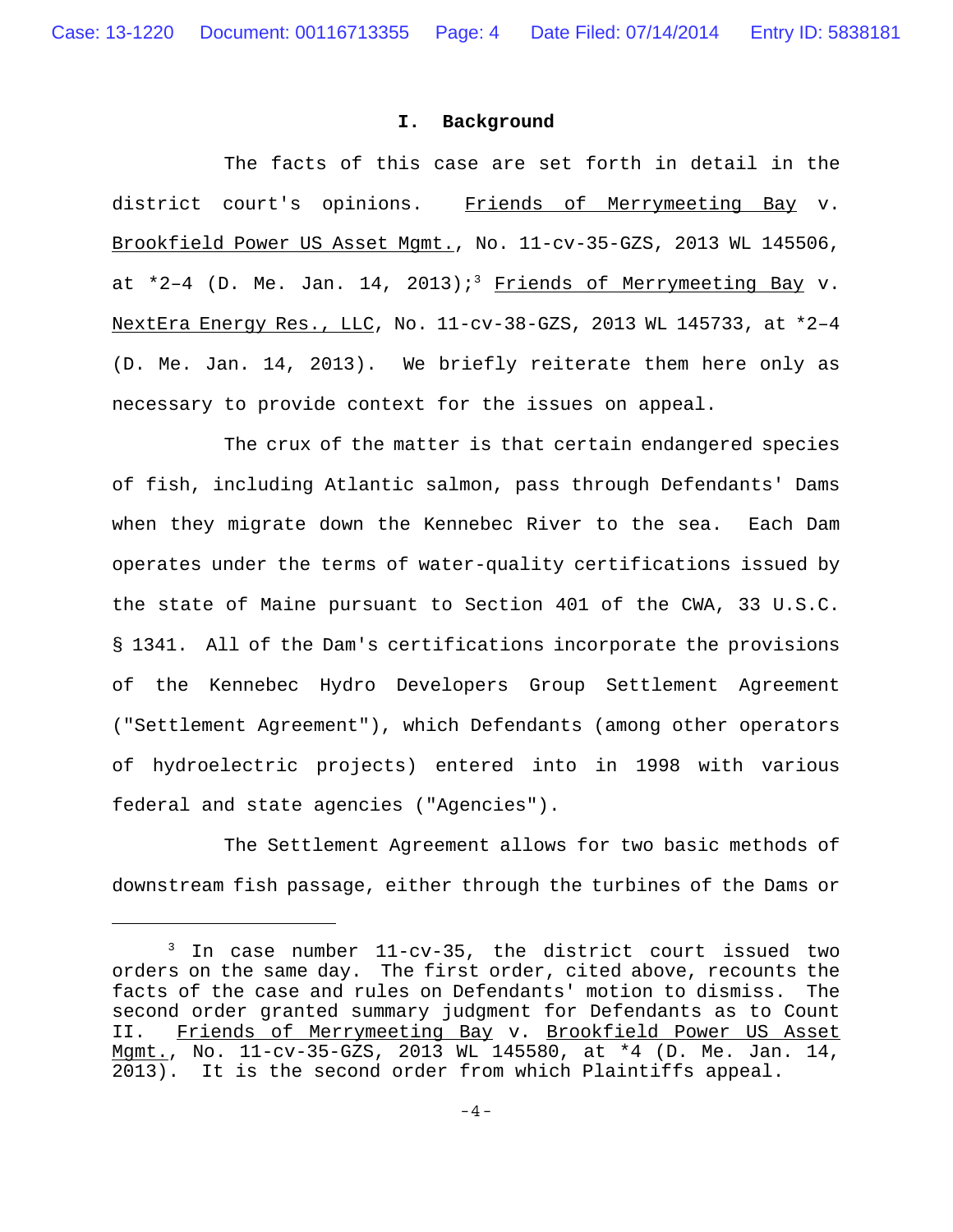## I. Background

The facts of this case are set forth in detail in the district court's opinions. Friends of Merrymeeting Bay v. Brookfield Power US Asset Mgmt., No. 11-cv-35-GZS, 2013 WL 145506, at *2–4 (D. Me. Jan. 14, 2013);[3] Friends of Merrymeeting Bay v. NextEra Energy Res., LLC, No. 11-cv-38-GZS, 2013 WL 145733, at *2–4 (D. Me. Jan. 14, 2013). We briefly reiterate them here only as necessary to provide context for the issues on appeal.

The crux of the matter is that certain endangered species of fish, including Atlantic salmon, pass through Defendants' Dams when they migrate down the Kennebec River to the sea. Each Dam operates under the terms of water-quality certifications issued by the state of Maine pursuant to Section 401 of the CWA, 33 U.S.C. § 1341. All of the Dam's certifications incorporate the provisions of the Kennebec Hydro Developers Group Settlement Agreement ("Settlement Agreement"), which Defendants (among other operators of hydroelectric projects) entered into in 1998 with various federal and state agencies ("Agencies").

The Settlement Agreement allows for two basic methods of downstream fish passage, either through the turbines of the Dams or

---

[3] In case number 11-cv-35, the district court issued two orders on the same day. The first order, cited above, recounts the facts of the case and rules on Defendants' motion to dismiss. The second order granted summary judgment for Defendants as to Count II. Friends of Merrymeeting Bay v. Brookfield Power US Asset Mgmt., No. 11-cv-35-GZS, 2013 WL 145580, at *4 (D. Me. Jan. 14, 2013). It is the second order from which Plaintiffs appeal.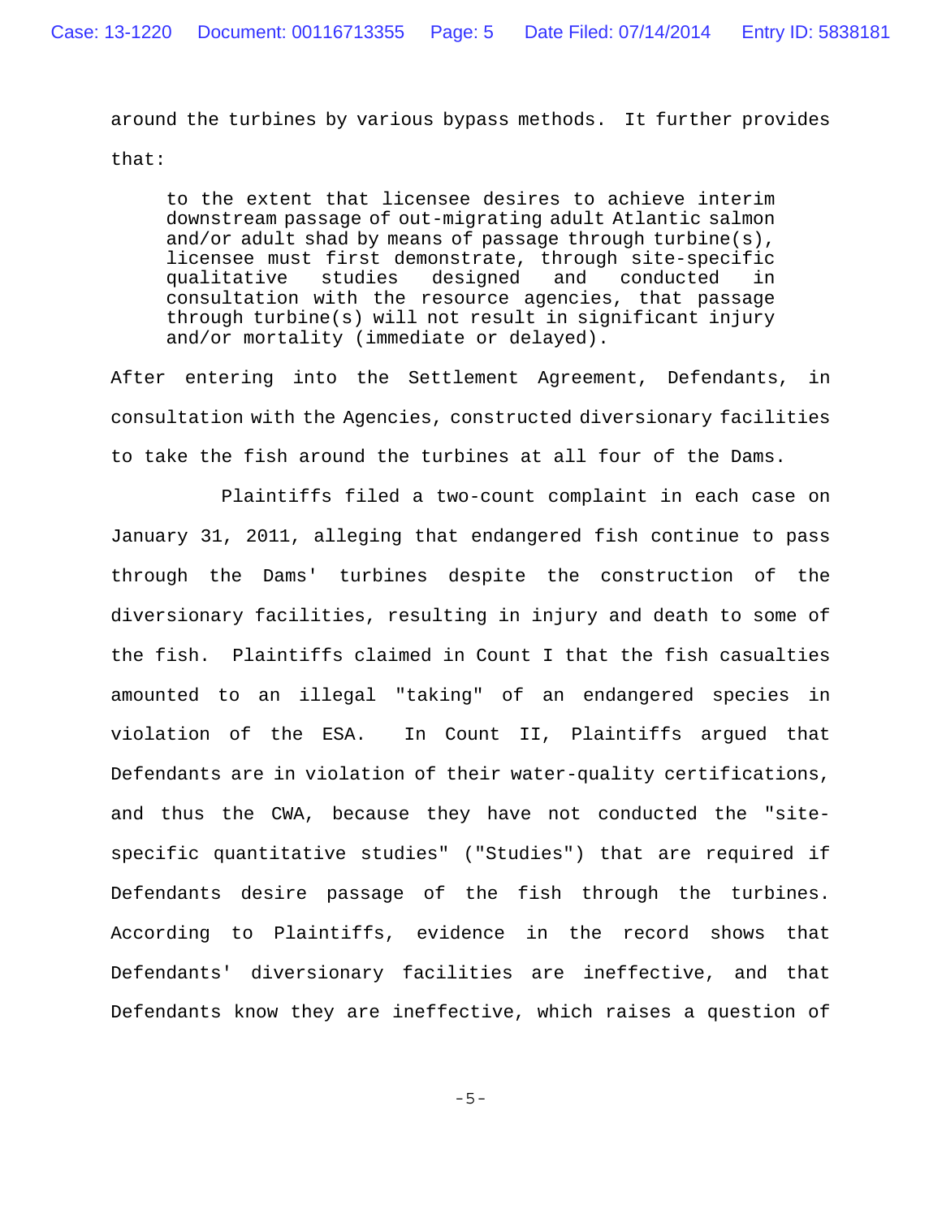around the turbines by various bypass methods. It further provides that:

> to the extent that licensee desires to achieve interim downstream passage of out-migrating adult Atlantic salmon and/or adult shad by means of passage through turbine(s), licensee must first demonstrate, through site-specific qualitative studies designed and conducted in consultation with the resource agencies, that passage through turbine(s) will not result in significant injury and/or mortality (immediate or delayed).

After entering into the Settlement Agreement, Defendants, in consultation with the Agencies, constructed diversionary facilities to take the fish around the turbines at all four of the Dams.

Plaintiffs filed a two-count complaint in each case on January 31, 2011, alleging that endangered fish continue to pass through the Dams' turbines despite the construction of the diversionary facilities, resulting in injury and death to some of the fish. Plaintiffs claimed in Count I that the fish casualties amounted to an illegal "taking" of an endangered species in violation of the ESA. In Count II, Plaintiffs argued that Defendants are in violation of their water-quality certifications, and thus the CWA, because they have not conducted the "site-specific quantitative studies" ("Studies") that are required if Defendants desire passage of the fish through the turbines. According to Plaintiffs, evidence in the record shows that Defendants' diversionary facilities are ineffective, and that Defendants know they are ineffective, which raises a question of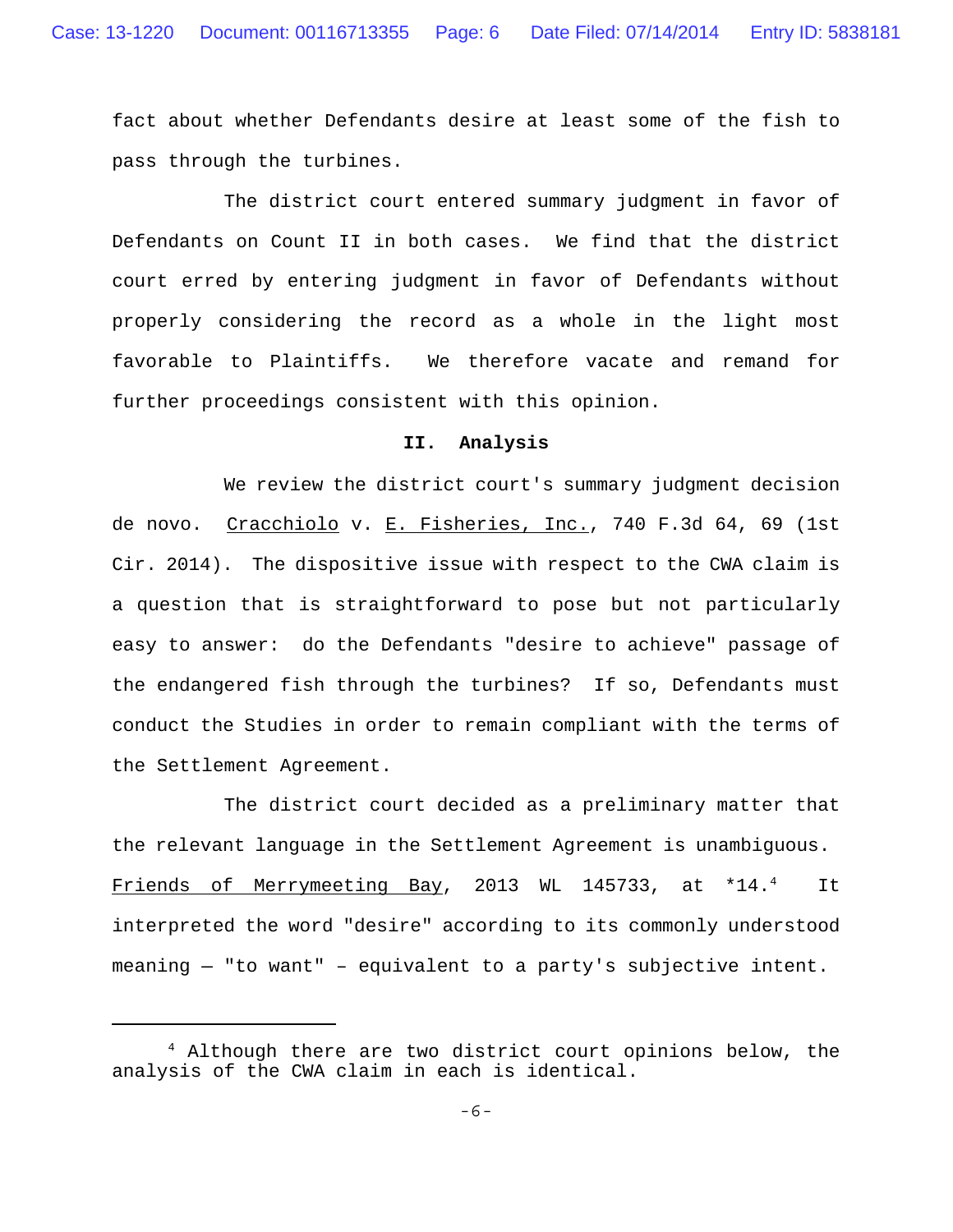fact about whether Defendants desire at least some of the fish to pass through the turbines.

The district court entered summary judgment in favor of Defendants on Count II in both cases. We find that the district court erred by entering judgment in favor of Defendants without properly considering the record as a whole in the light most favorable to Plaintiffs. We therefore vacate and remand for further proceedings consistent with this opinion.

## II. Analysis

We review the district court's summary judgment decision de novo. Cracchiolo v. E. Fisheries, Inc., 740 F.3d 64, 69 (1st Cir. 2014). The dispositive issue with respect to the CWA claim is a question that is straightforward to pose but not particularly easy to answer: do the Defendants "desire to achieve" passage of the endangered fish through the turbines? If so, Defendants must conduct the Studies in order to remain compliant with the terms of the Settlement Agreement.

The district court decided as a preliminary matter that the relevant language in the Settlement Agreement is unambiguous. Friends of Merrymeeting Bay, 2013 WL 145733, at *14.[4] It interpreted the word "desire" according to its commonly understood meaning — "to want" – equivalent to a party's subjective intent.

---

[4] Although there are two district court opinions below, the analysis of the CWA claim in each is identical.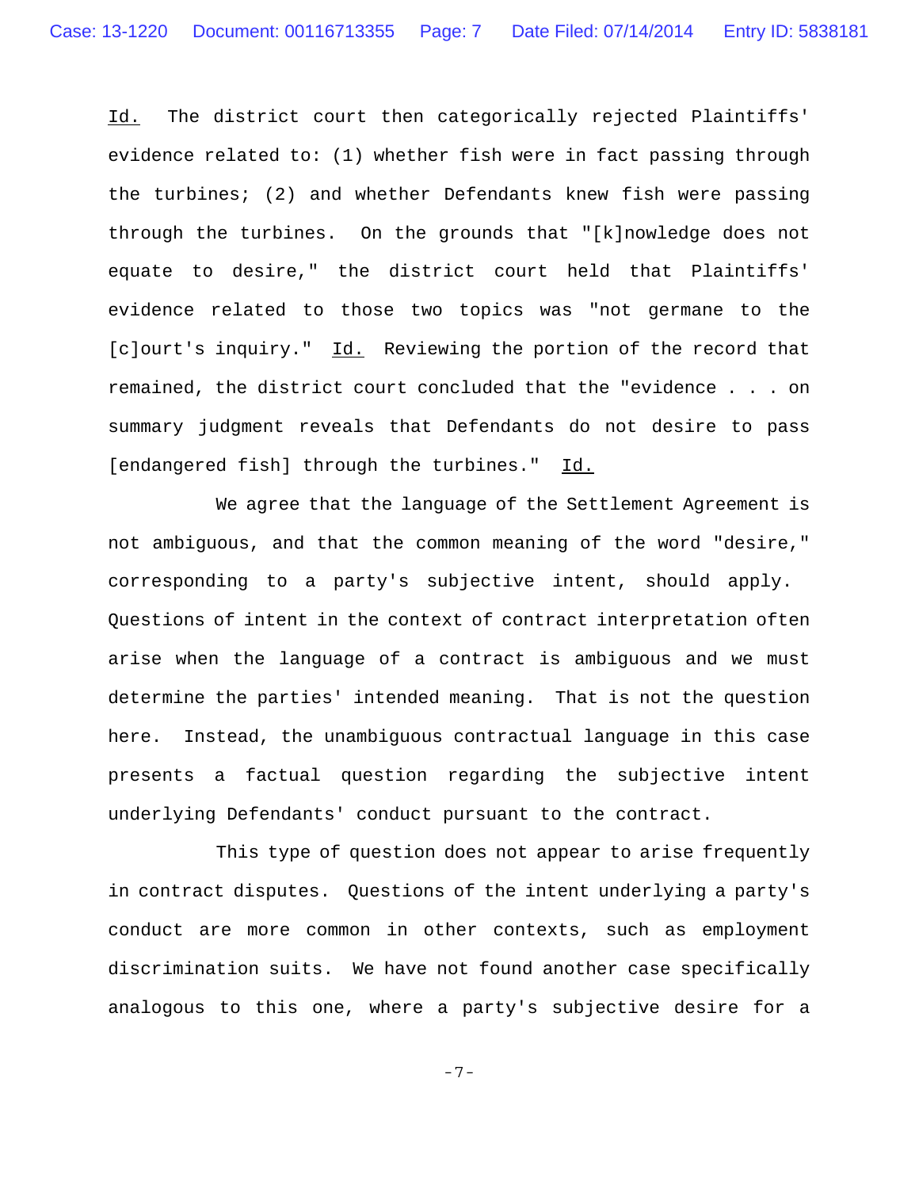*Id.* The district court then categorically rejected Plaintiffs' evidence related to: (1) whether fish were in fact passing through the turbines; (2) and whether Defendants knew fish were passing through the turbines. On the grounds that "[k]nowledge does not equate to desire," the district court held that Plaintiffs' evidence related to those two topics was "not germane to the [c]ourt's inquiry." *Id.* Reviewing the portion of the record that remained, the district court concluded that the "evidence . . . on summary judgment reveals that Defendants do not desire to pass [endangered fish] through the turbines." *Id.*

We agree that the language of the Settlement Agreement is not ambiguous, and that the common meaning of the word "desire," corresponding to a party's subjective intent, should apply. Questions of intent in the context of contract interpretation often arise when the language of a contract is ambiguous and we must determine the parties' intended meaning. That is not the question here. Instead, the unambiguous contractual language in this case presents a factual question regarding the subjective intent underlying Defendants' conduct pursuant to the contract.

This type of question does not appear to arise frequently in contract disputes. Questions of the intent underlying a party's conduct are more common in other contexts, such as employment discrimination suits. We have not found another case specifically analogous to this one, where a party's subjective desire for a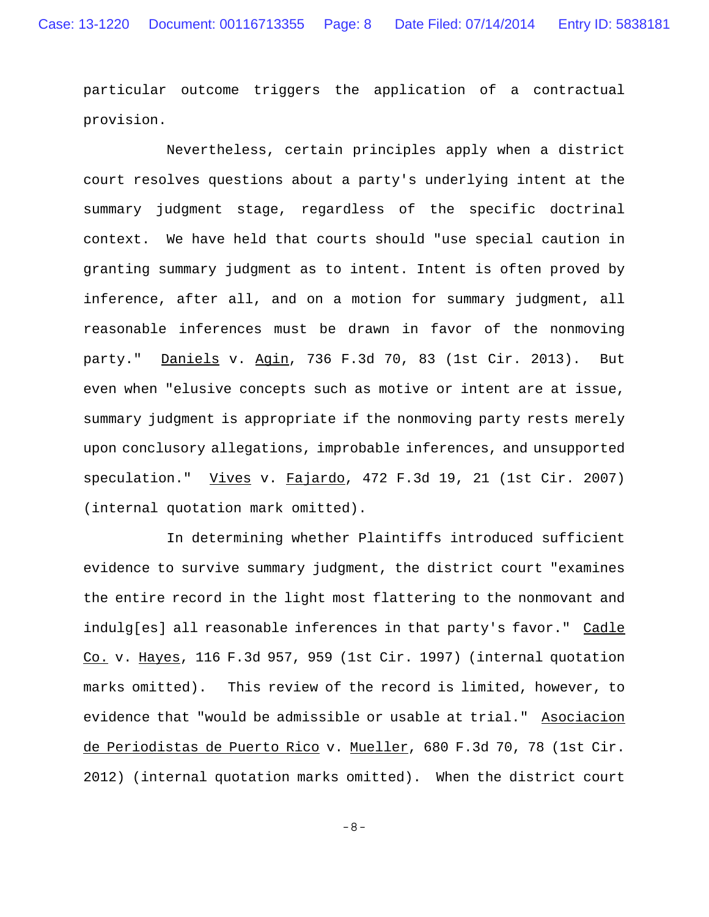particular outcome triggers the application of a contractual provision.

Nevertheless, certain principles apply when a district court resolves questions about a party's underlying intent at the summary judgment stage, regardless of the specific doctrinal context. We have held that courts should "use special caution in granting summary judgment as to intent. Intent is often proved by inference, after all, and on a motion for summary judgment, all reasonable inferences must be drawn in favor of the nonmoving party." Daniels v. Agin, 736 F.3d 70, 83 (1st Cir. 2013). But even when "elusive concepts such as motive or intent are at issue, summary judgment is appropriate if the nonmoving party rests merely upon conclusory allegations, improbable inferences, and unsupported speculation." Vives v. Fajardo, 472 F.3d 19, 21 (1st Cir. 2007) (internal quotation mark omitted).

In determining whether Plaintiffs introduced sufficient evidence to survive summary judgment, the district court "examines the entire record in the light most flattering to the nonmovant and indulg[es] all reasonable inferences in that party's favor." Cadle Co. v. Hayes, 116 F.3d 957, 959 (1st Cir. 1997) (internal quotation marks omitted). This review of the record is limited, however, to evidence that "would be admissible or usable at trial." Asociacion de Periodistas de Puerto Rico v. Mueller, 680 F.3d 70, 78 (1st Cir. 2012) (internal quotation marks omitted). When the district court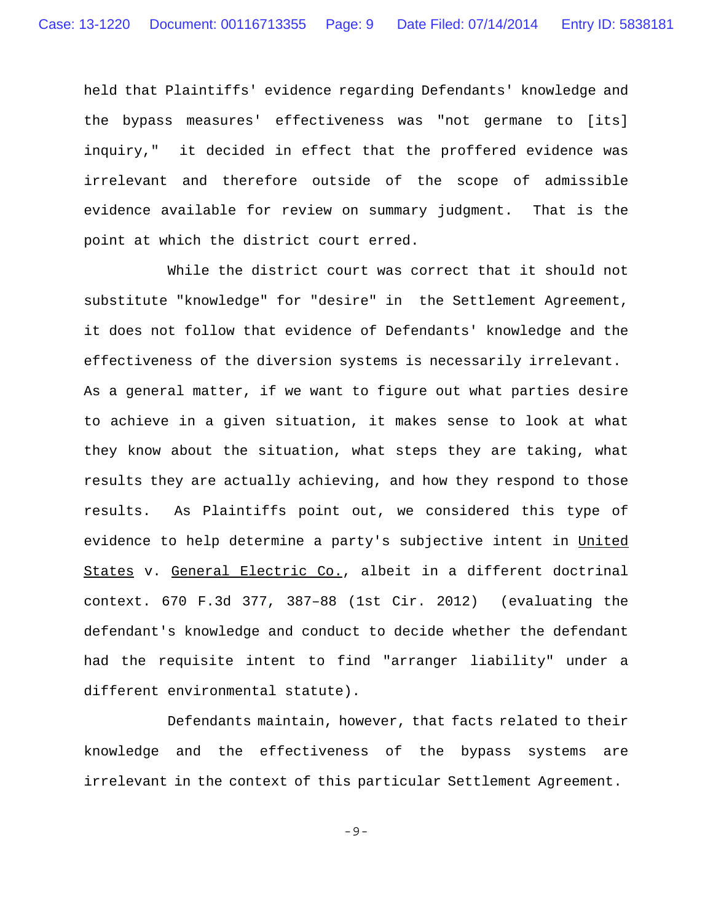held that Plaintiffs' evidence regarding Defendants' knowledge and the bypass measures' effectiveness was "not germane to [its] inquiry," it decided in effect that the proffered evidence was irrelevant and therefore outside of the scope of admissible evidence available for review on summary judgment. That is the point at which the district court erred.

While the district court was correct that it should not substitute "knowledge" for "desire" in the Settlement Agreement, it does not follow that evidence of Defendants' knowledge and the effectiveness of the diversion systems is necessarily irrelevant. As a general matter, if we want to figure out what parties desire to achieve in a given situation, it makes sense to look at what they know about the situation, what steps they are taking, what results they are actually achieving, and how they respond to those results. As Plaintiffs point out, we considered this type of evidence to help determine a party's subjective intent in United States v. General Electric Co., albeit in a different doctrinal context. 670 F.3d 377, 387–88 (1st Cir. 2012) (evaluating the defendant's knowledge and conduct to decide whether the defendant had the requisite intent to find "arranger liability" under a different environmental statute).

Defendants maintain, however, that facts related to their knowledge and the effectiveness of the bypass systems are irrelevant in the context of this particular Settlement Agreement.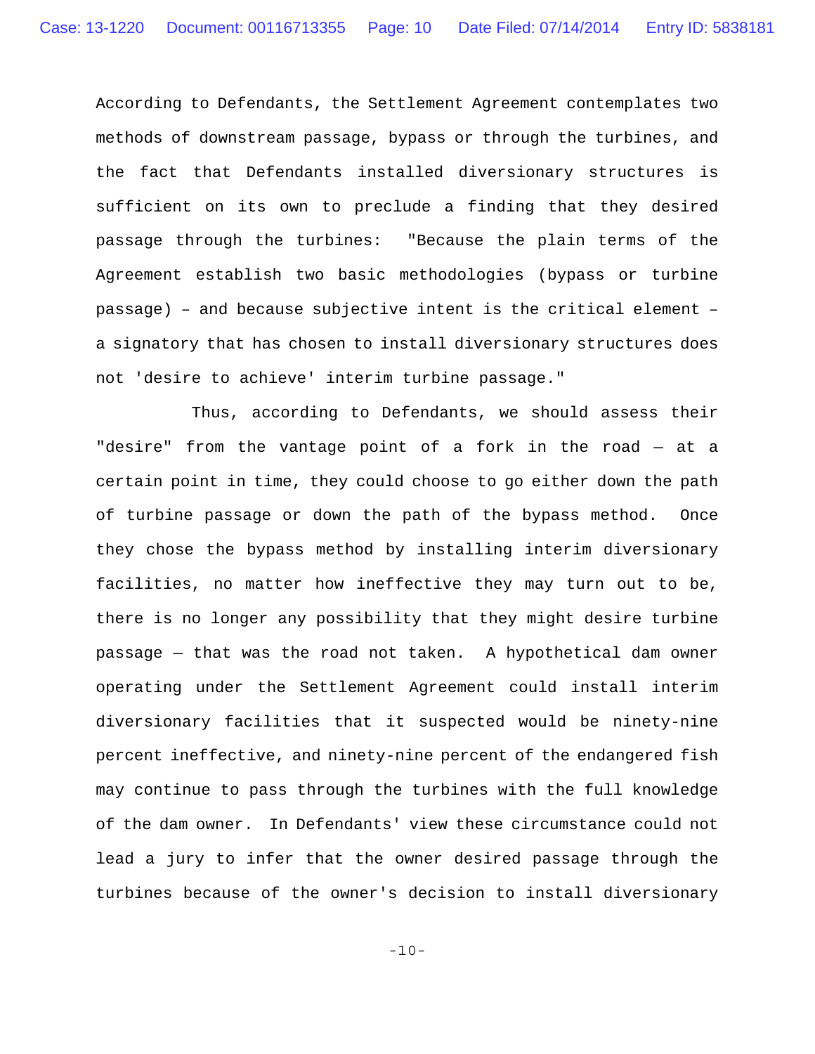According to Defendants, the Settlement Agreement contemplates two methods of downstream passage, bypass or through the turbines, and the fact that Defendants installed diversionary structures is sufficient on its own to preclude a finding that they desired passage through the turbines: "Because the plain terms of the Agreement establish two basic methodologies (bypass or turbine passage) – and because subjective intent is the critical element – a signatory that has chosen to install diversionary structures does not 'desire to achieve' interim turbine passage."

Thus, according to Defendants, we should assess their "desire" from the vantage point of a fork in the road — at a certain point in time, they could choose to go either down the path of turbine passage or down the path of the bypass method. Once they chose the bypass method by installing interim diversionary facilities, no matter how ineffective they may turn out to be, there is no longer any possibility that they might desire turbine passage — that was the road not taken. A hypothetical dam owner operating under the Settlement Agreement could install interim diversionary facilities that it suspected would be ninety-nine percent ineffective, and ninety-nine percent of the endangered fish may continue to pass through the turbines with the full knowledge of the dam owner. In Defendants' view these circumstance could not lead a jury to infer that the owner desired passage through the turbines because of the owner's decision to install diversionary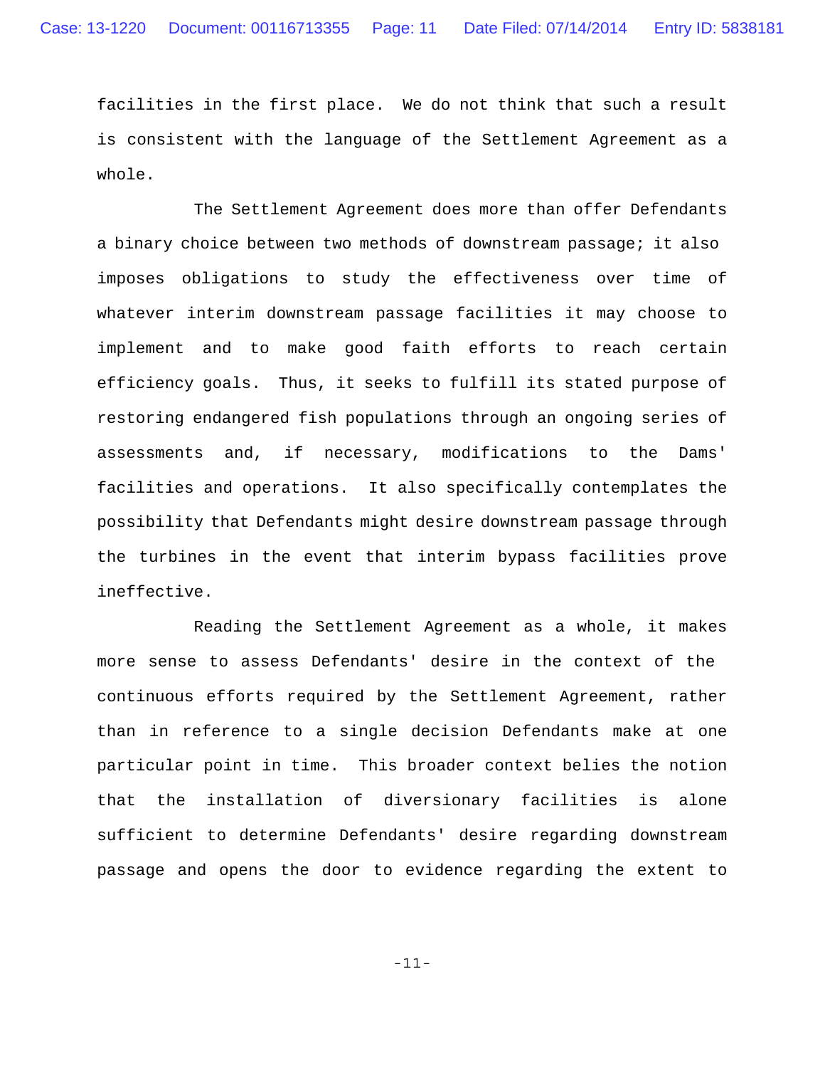facilities in the first place. We do not think that such a result is consistent with the language of the Settlement Agreement as a whole.

The Settlement Agreement does more than offer Defendants a binary choice between two methods of downstream passage; it also imposes obligations to study the effectiveness over time of whatever interim downstream passage facilities it may choose to implement and to make good faith efforts to reach certain efficiency goals. Thus, it seeks to fulfill its stated purpose of restoring endangered fish populations through an ongoing series of assessments and, if necessary, modifications to the Dams' facilities and operations. It also specifically contemplates the possibility that Defendants might desire downstream passage through the turbines in the event that interim bypass facilities prove ineffective.

Reading the Settlement Agreement as a whole, it makes more sense to assess Defendants' desire in the context of the continuous efforts required by the Settlement Agreement, rather than in reference to a single decision Defendants make at one particular point in time. This broader context belies the notion that the installation of diversionary facilities is alone sufficient to determine Defendants' desire regarding downstream passage and opens the door to evidence regarding the extent to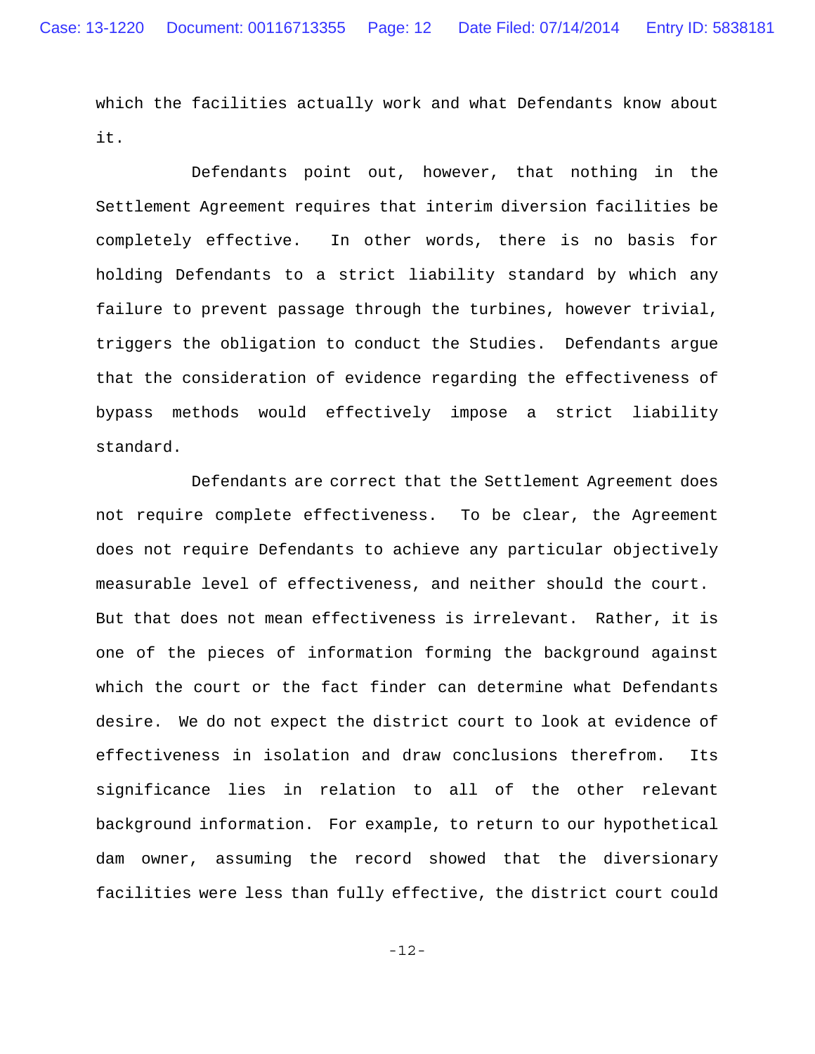which the facilities actually work and what Defendants know about it.

Defendants point out, however, that nothing in the Settlement Agreement requires that interim diversion facilities be completely effective. In other words, there is no basis for holding Defendants to a strict liability standard by which any failure to prevent passage through the turbines, however trivial, triggers the obligation to conduct the Studies. Defendants argue that the consideration of evidence regarding the effectiveness of bypass methods would effectively impose a strict liability standard.

Defendants are correct that the Settlement Agreement does not require complete effectiveness. To be clear, the Agreement does not require Defendants to achieve any particular objectively measurable level of effectiveness, and neither should the court. But that does not mean effectiveness is irrelevant. Rather, it is one of the pieces of information forming the background against which the court or the fact finder can determine what Defendants desire. We do not expect the district court to look at evidence of effectiveness in isolation and draw conclusions therefrom. Its significance lies in relation to all of the other relevant background information. For example, to return to our hypothetical dam owner, assuming the record showed that the diversionary facilities were less than fully effective, the district court could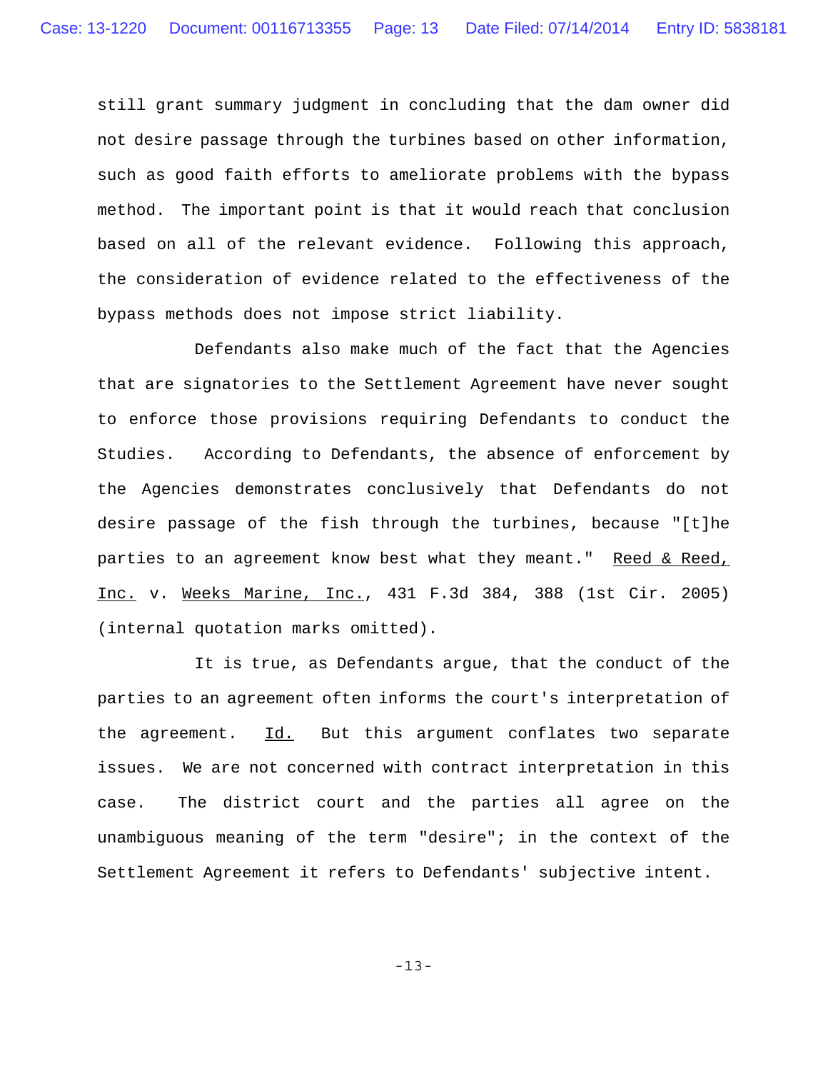still grant summary judgment in concluding that the dam owner did not desire passage through the turbines based on other information, such as good faith efforts to ameliorate problems with the bypass method. The important point is that it would reach that conclusion based on all of the relevant evidence. Following this approach, the consideration of evidence related to the effectiveness of the bypass methods does not impose strict liability.

Defendants also make much of the fact that the Agencies that are signatories to the Settlement Agreement have never sought to enforce those provisions requiring Defendants to conduct the Studies. According to Defendants, the absence of enforcement by the Agencies demonstrates conclusively that Defendants do not desire passage of the fish through the turbines, because "[t]he parties to an agreement know best what they meant." Reed & Reed, Inc. v. Weeks Marine, Inc., 431 F.3d 384, 388 (1st Cir. 2005) (internal quotation marks omitted).

It is true, as Defendants argue, that the conduct of the parties to an agreement often informs the court's interpretation of the agreement. Id. But this argument conflates two separate issues. We are not concerned with contract interpretation in this case. The district court and the parties all agree on the unambiguous meaning of the term "desire"; in the context of the Settlement Agreement it refers to Defendants' subjective intent.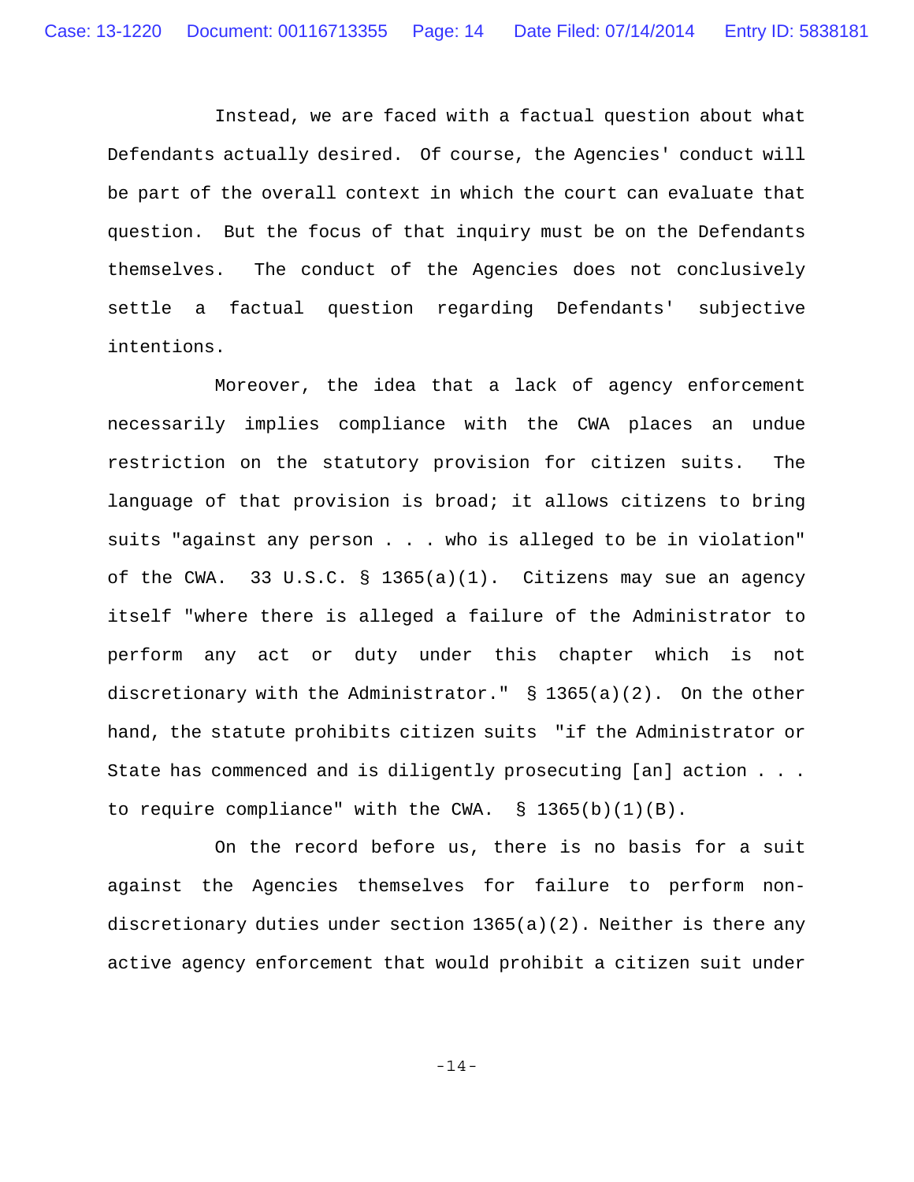Instead, we are faced with a factual question about what Defendants actually desired. Of course, the Agencies' conduct will be part of the overall context in which the court can evaluate that question. But the focus of that inquiry must be on the Defendants themselves. The conduct of the Agencies does not conclusively settle a factual question regarding Defendants' subjective intentions.

Moreover, the idea that a lack of agency enforcement necessarily implies compliance with the CWA places an undue restriction on the statutory provision for citizen suits. The language of that provision is broad; it allows citizens to bring suits "against any person . . . who is alleged to be in violation" of the CWA. 33 U.S.C. § 1365(a)(1). Citizens may sue an agency itself "where there is alleged a failure of the Administrator to perform any act or duty under this chapter which is not discretionary with the Administrator." § 1365(a)(2). On the other hand, the statute prohibits citizen suits "if the Administrator or State has commenced and is diligently prosecuting [an] action . . . to require compliance" with the CWA. § 1365(b)(1)(B).

On the record before us, there is no basis for a suit against the Agencies themselves for failure to perform non-discretionary duties under section 1365(a)(2). Neither is there any active agency enforcement that would prohibit a citizen suit under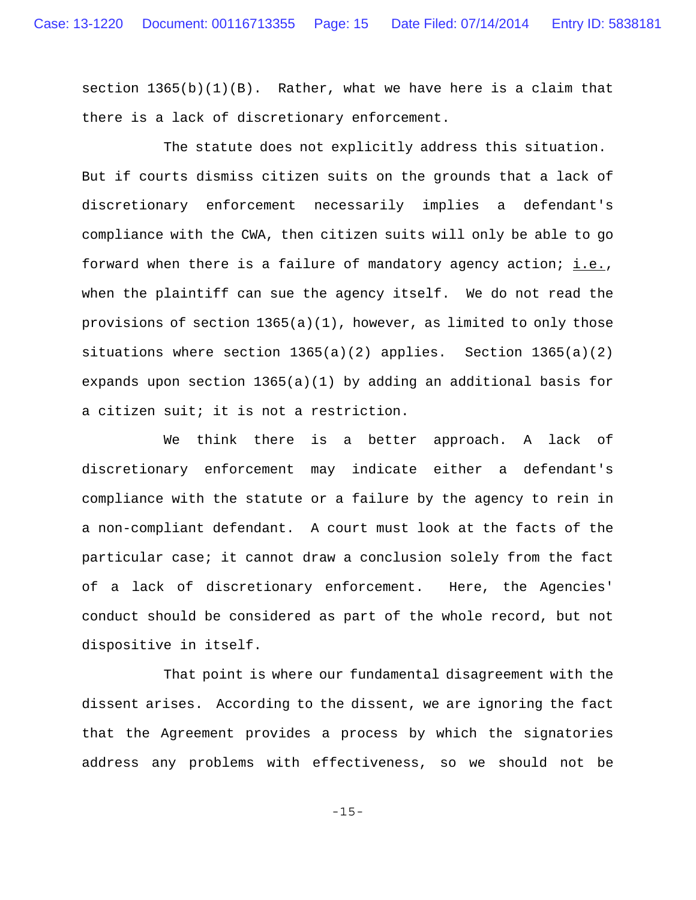section 1365(b)(1)(B). Rather, what we have here is a claim that there is a lack of discretionary enforcement.

The statute does not explicitly address this situation. But if courts dismiss citizen suits on the grounds that a lack of discretionary enforcement necessarily implies a defendant's compliance with the CWA, then citizen suits will only be able to go forward when there is a failure of mandatory agency action; i.e., when the plaintiff can sue the agency itself. We do not read the provisions of section 1365(a)(1), however, as limited to only those situations where section 1365(a)(2) applies. Section 1365(a)(2) expands upon section 1365(a)(1) by adding an additional basis for a citizen suit; it is not a restriction.

We think there is a better approach. A lack of discretionary enforcement may indicate either a defendant's compliance with the statute or a failure by the agency to rein in a non-compliant defendant. A court must look at the facts of the particular case; it cannot draw a conclusion solely from the fact of a lack of discretionary enforcement. Here, the Agencies' conduct should be considered as part of the whole record, but not dispositive in itself.

That point is where our fundamental disagreement with the dissent arises. According to the dissent, we are ignoring the fact that the Agreement provides a process by which the signatories address any problems with effectiveness, so we should not be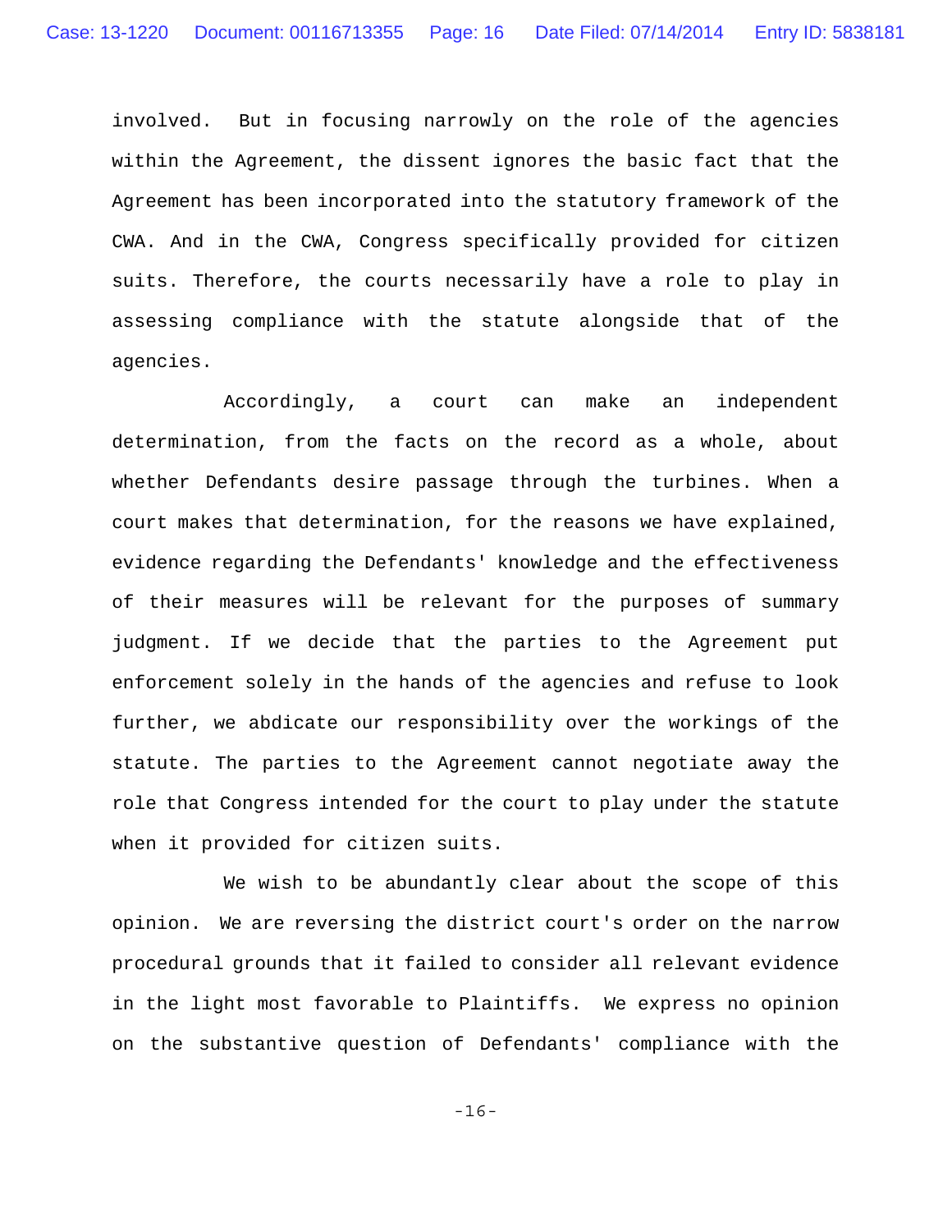involved. But in focusing narrowly on the role of the agencies within the Agreement, the dissent ignores the basic fact that the Agreement has been incorporated into the statutory framework of the CWA. And in the CWA, Congress specifically provided for citizen suits. Therefore, the courts necessarily have a role to play in assessing compliance with the statute alongside that of the agencies.

Accordingly, a court can make an independent determination, from the facts on the record as a whole, about whether Defendants desire passage through the turbines. When a court makes that determination, for the reasons we have explained, evidence regarding the Defendants' knowledge and the effectiveness of their measures will be relevant for the purposes of summary judgment. If we decide that the parties to the Agreement put enforcement solely in the hands of the agencies and refuse to look further, we abdicate our responsibility over the workings of the statute. The parties to the Agreement cannot negotiate away the role that Congress intended for the court to play under the statute when it provided for citizen suits.

We wish to be abundantly clear about the scope of this opinion. We are reversing the district court's order on the narrow procedural grounds that it failed to consider all relevant evidence in the light most favorable to Plaintiffs. We express no opinion on the substantive question of Defendants' compliance with the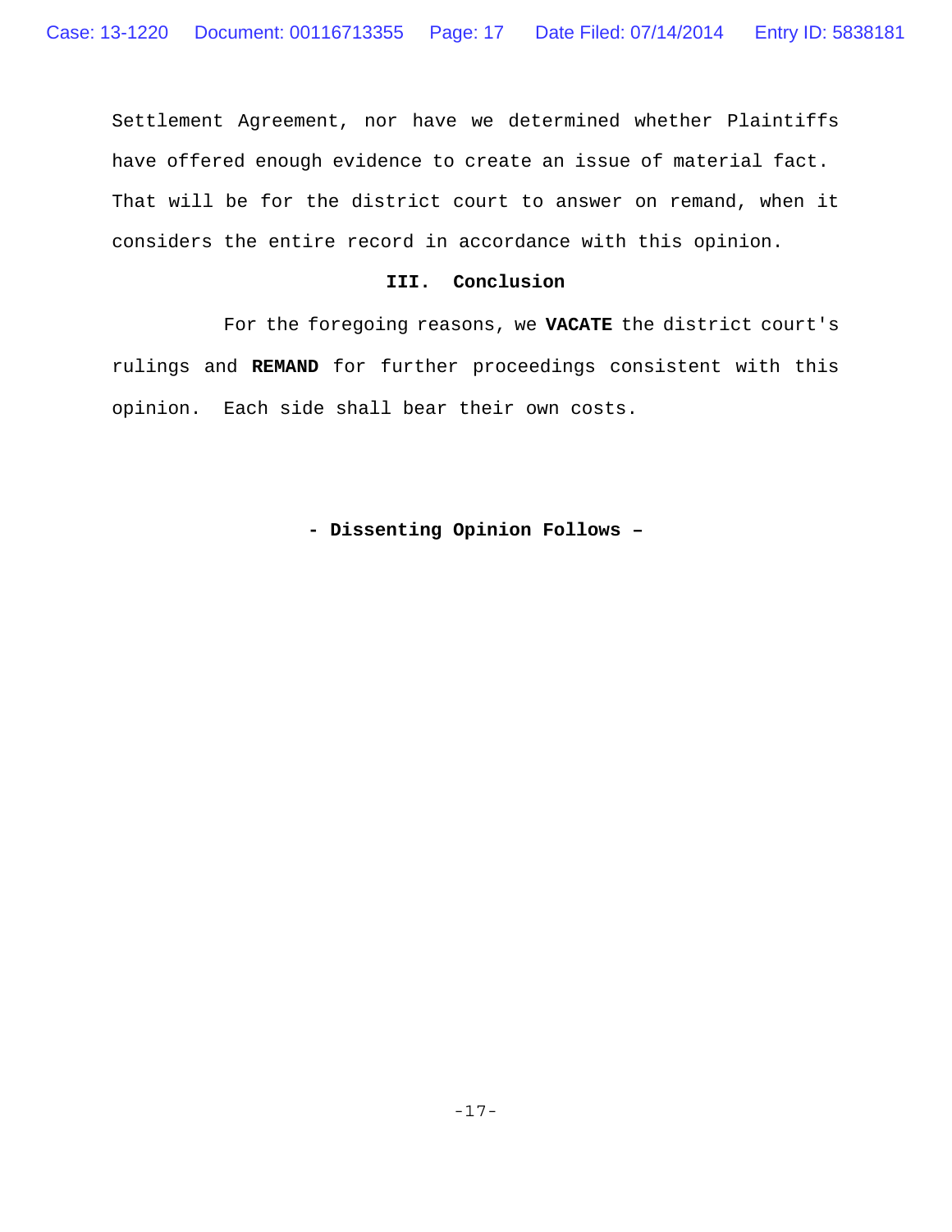Settlement Agreement, nor have we determined whether Plaintiffs have offered enough evidence to create an issue of material fact. That will be for the district court to answer on remand, when it considers the entire record in accordance with this opinion.

## III. Conclusion

For the foregoing reasons, we **VACATE** the district court's rulings and **REMAND** for further proceedings consistent with this opinion. Each side shall bear their own costs.

**- Dissenting Opinion Follows –**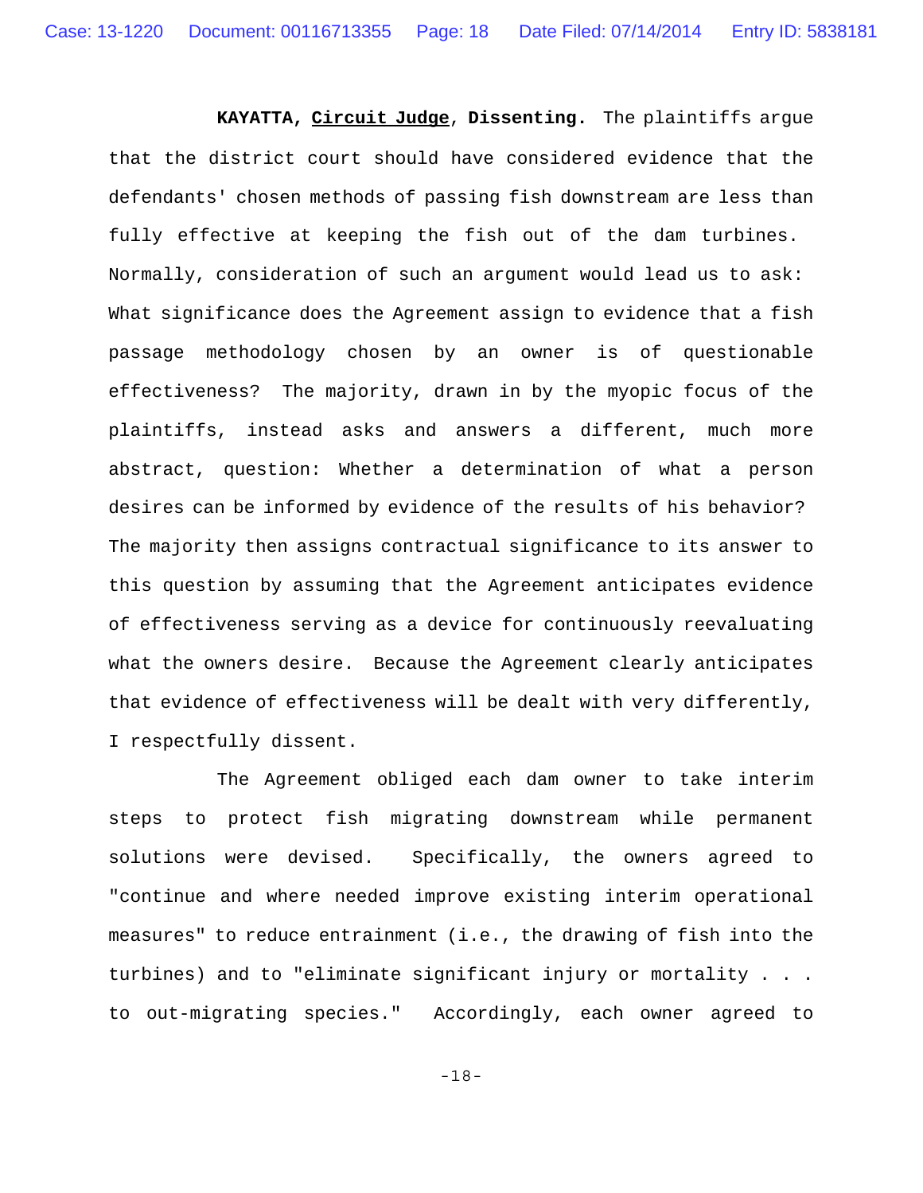**KAYATTA, Circuit Judge, Dissenting.** The plaintiffs argue that the district court should have considered evidence that the defendants' chosen methods of passing fish downstream are less than fully effective at keeping the fish out of the dam turbines. Normally, consideration of such an argument would lead us to ask: What significance does the Agreement assign to evidence that a fish passage methodology chosen by an owner is of questionable effectiveness? The majority, drawn in by the myopic focus of the plaintiffs, instead asks and answers a different, much more abstract, question: Whether a determination of what a person desires can be informed by evidence of the results of his behavior? The majority then assigns contractual significance to its answer to this question by assuming that the Agreement anticipates evidence of effectiveness serving as a device for continuously reevaluating what the owners desire. Because the Agreement clearly anticipates that evidence of effectiveness will be dealt with very differently, I respectfully dissent.

The Agreement obliged each dam owner to take interim steps to protect fish migrating downstream while permanent solutions were devised. Specifically, the owners agreed to "continue and where needed improve existing interim operational measures" to reduce entrainment (i.e., the drawing of fish into the turbines) and to "eliminate significant injury or mortality . . . to out-migrating species." Accordingly, each owner agreed to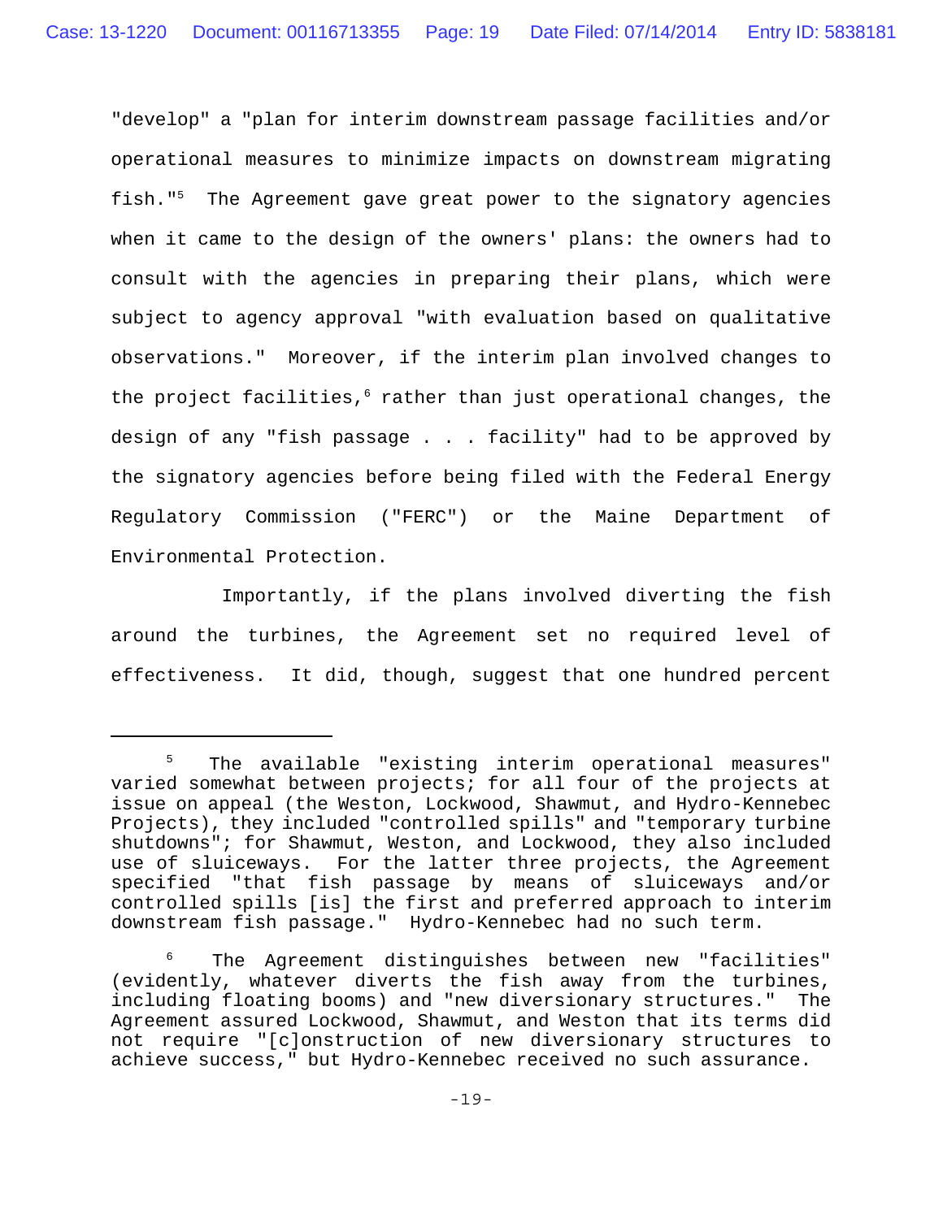"develop" a "plan for interim downstream passage facilities and/or operational measures to minimize impacts on downstream migrating fish."[5] The Agreement gave great power to the signatory agencies when it came to the design of the owners' plans: the owners had to consult with the agencies in preparing their plans, which were subject to agency approval "with evaluation based on qualitative observations." Moreover, if the interim plan involved changes to the project facilities,[6] rather than just operational changes, the design of any "fish passage . . . facility" had to be approved by the signatory agencies before being filed with the Federal Energy Regulatory Commission ("FERC") or the Maine Department of Environmental Protection.

Importantly, if the plans involved diverting the fish around the turbines, the Agreement set no required level of effectiveness. It did, though, suggest that one hundred percent

---

[5] The available "existing interim operational measures" varied somewhat between projects; for all four of the projects at issue on appeal (the Weston, Lockwood, Shawmut, and Hydro-Kennebec Projects), they included "controlled spills" and "temporary turbine shutdowns"; for Shawmut, Weston, and Lockwood, they also included use of sluiceways. For the latter three projects, the Agreement specified "that fish passage by means of sluiceways and/or controlled spills [is] the first and preferred approach to interim downstream fish passage." Hydro-Kennebec had no such term.

[6] The Agreement distinguishes between new "facilities" (evidently, whatever diverts the fish away from the turbines, including floating booms) and "new diversionary structures." The Agreement assured Lockwood, Shawmut, and Weston that its terms did not require "[c]onstruction of new diversionary structures to achieve success," but Hydro-Kennebec received no such assurance.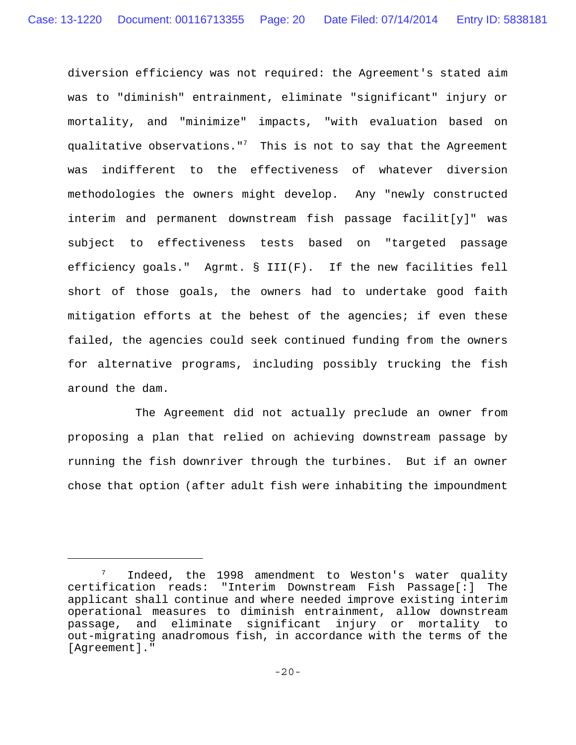diversion efficiency was not required: the Agreement's stated aim was to "diminish" entrainment, eliminate "significant" injury or mortality, and "minimize" impacts, "with evaluation based on qualitative observations."[7] This is not to say that the Agreement was indifferent to the effectiveness of whatever diversion methodologies the owners might develop. Any "newly constructed interim and permanent downstream fish passage facilit[y]" was subject to effectiveness tests based on "targeted passage efficiency goals." Agrmt. § III(F). If the new facilities fell short of those goals, the owners had to undertake good faith mitigation efforts at the behest of the agencies; if even these failed, the agencies could seek continued funding from the owners for alternative programs, including possibly trucking the fish around the dam.

The Agreement did not actually preclude an owner from proposing a plan that relied on achieving downstream passage by running the fish downriver through the turbines. But if an owner chose that option (after adult fish were inhabiting the impoundment

---

[7] Indeed, the 1998 amendment to Weston's water quality certification reads: "Interim Downstream Fish Passage[:] The applicant shall continue and where needed improve existing interim operational measures to diminish entrainment, allow downstream passage, and eliminate significant injury or mortality to out-migrating anadromous fish, in accordance with the terms of the [Agreement]."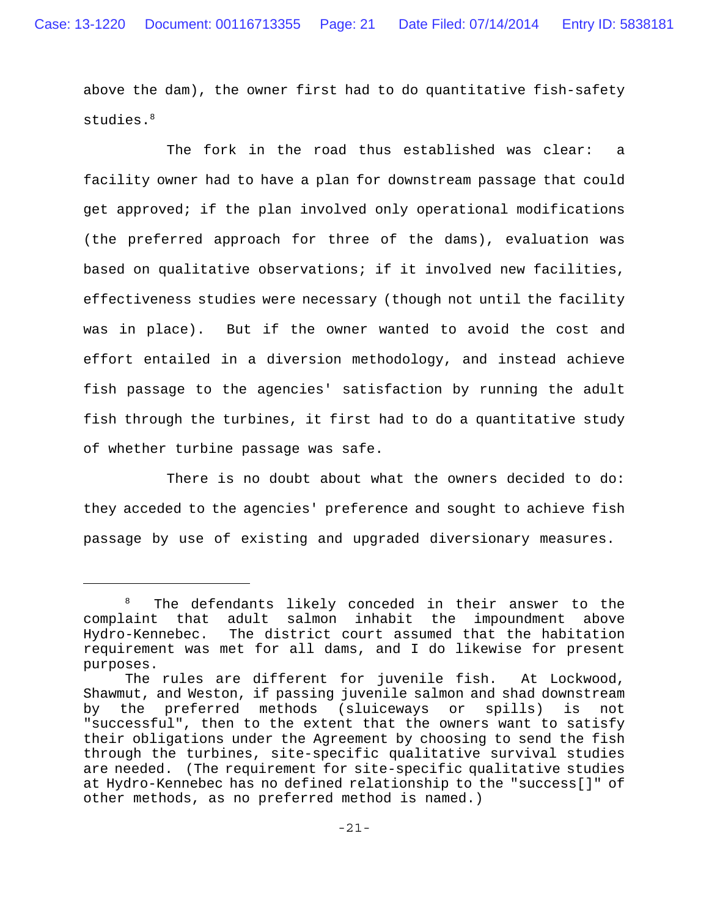above the dam), the owner first had to do quantitative fish-safety studies.[8]

The fork in the road thus established was clear: a facility owner had to have a plan for downstream passage that could get approved; if the plan involved only operational modifications (the preferred approach for three of the dams), evaluation was based on qualitative observations; if it involved new facilities, effectiveness studies were necessary (though not until the facility was in place). But if the owner wanted to avoid the cost and effort entailed in a diversion methodology, and instead achieve fish passage to the agencies' satisfaction by running the adult fish through the turbines, it first had to do a quantitative study of whether turbine passage was safe.

There is no doubt about what the owners decided to do: they acceded to the agencies' preference and sought to achieve fish passage by use of existing and upgraded diversionary measures.

---

[8] The defendants likely conceded in their answer to the complaint that adult salmon inhabit the impoundment above Hydro-Kennebec. The district court assumed that the habitation requirement was met for all dams, and I do likewise for present purposes.

The rules are different for juvenile fish. At Lockwood, Shawmut, and Weston, if passing juvenile salmon and shad downstream by the preferred methods (sluiceways or spills) is not "successful", then to the extent that the owners want to satisfy their obligations under the Agreement by choosing to send the fish through the turbines, site-specific qualitative survival studies are needed. (The requirement for site-specific qualitative studies at Hydro-Kennebec has no defined relationship to the "success[]" of other methods, as no preferred method is named.)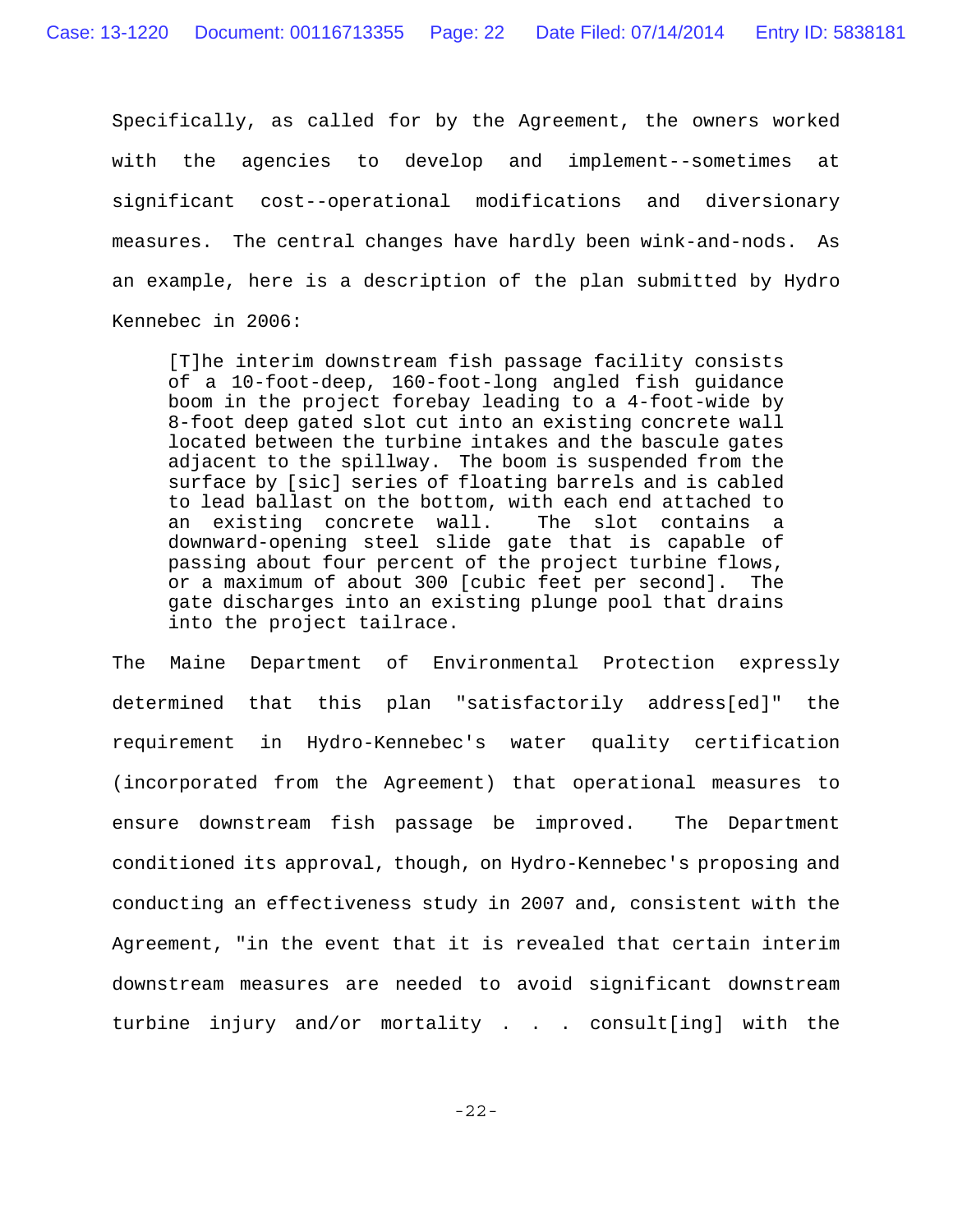Specifically, as called for by the Agreement, the owners worked with the agencies to develop and implement--sometimes at significant cost--operational modifications and diversionary measures. The central changes have hardly been wink-and-nods. As an example, here is a description of the plan submitted by Hydro Kennebec in 2006:

> [T]he interim downstream fish passage facility consists of a 10-foot-deep, 160-foot-long angled fish guidance boom in the project forebay leading to a 4-foot-wide by 8-foot deep gated slot cut into an existing concrete wall located between the turbine intakes and the bascule gates adjacent to the spillway. The boom is suspended from the surface by [sic] series of floating barrels and is cabled to lead ballast on the bottom, with each end attached to an existing concrete wall. The slot contains a downward-opening steel slide gate that is capable of passing about four percent of the project turbine flows, or a maximum of about 300 [cubic feet per second]. The gate discharges into an existing plunge pool that drains into the project tailrace.

The Maine Department of Environmental Protection expressly determined that this plan "satisfactorily address[ed]" the requirement in Hydro-Kennebec's water quality certification (incorporated from the Agreement) that operational measures to ensure downstream fish passage be improved. The Department conditioned its approval, though, on Hydro-Kennebec's proposing and conducting an effectiveness study in 2007 and, consistent with the Agreement, "in the event that it is revealed that certain interim downstream measures are needed to avoid significant downstream turbine injury and/or mortality . . . consult[ing] with the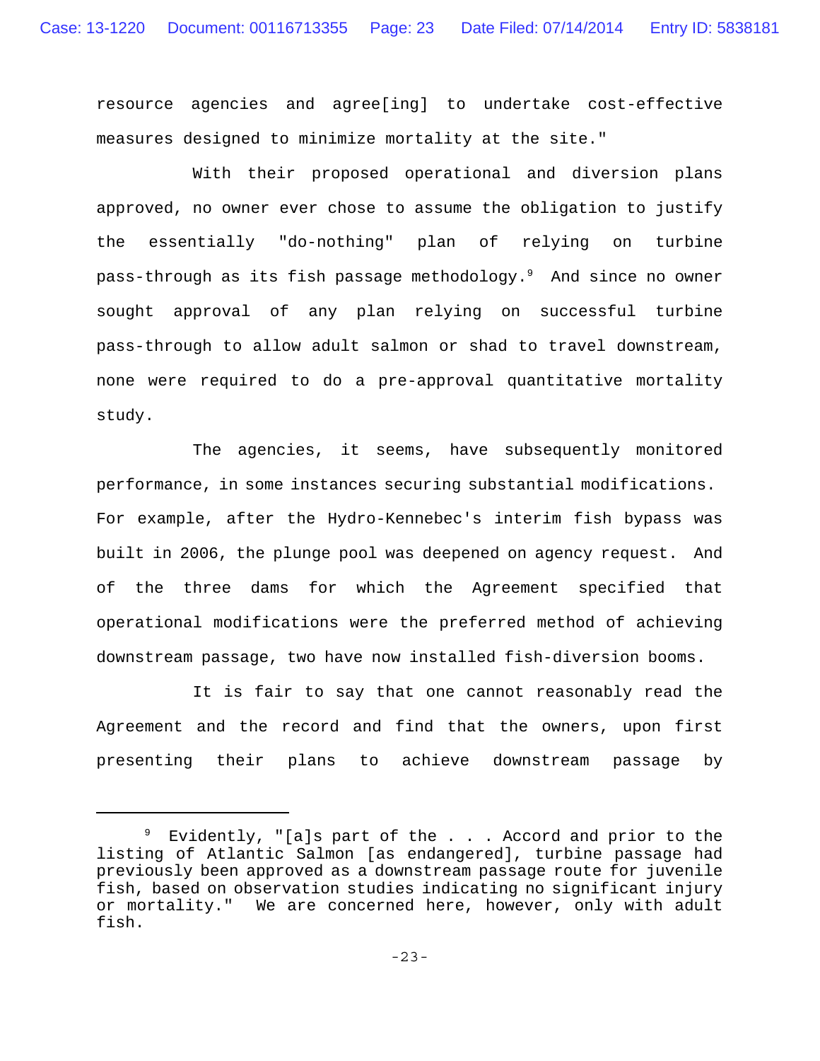resource agencies and agree[ing] to undertake cost-effective measures designed to minimize mortality at the site."

With their proposed operational and diversion plans approved, no owner ever chose to assume the obligation to justify the essentially "do-nothing" plan of relying on turbine pass-through as its fish passage methodology.[9] And since no owner sought approval of any plan relying on successful turbine pass-through to allow adult salmon or shad to travel downstream, none were required to do a pre-approval quantitative mortality study.

The agencies, it seems, have subsequently monitored performance, in some instances securing substantial modifications. For example, after the Hydro-Kennebec's interim fish bypass was built in 2006, the plunge pool was deepened on agency request. And of the three dams for which the Agreement specified that operational modifications were the preferred method of achieving downstream passage, two have now installed fish-diversion booms.

It is fair to say that one cannot reasonably read the Agreement and the record and find that the owners, upon first presenting their plans to achieve downstream passage by

---

[9] Evidently, "[a]s part of the . . . Accord and prior to the listing of Atlantic Salmon [as endangered], turbine passage had previously been approved as a downstream passage route for juvenile fish, based on observation studies indicating no significant injury or mortality." We are concerned here, however, only with adult fish.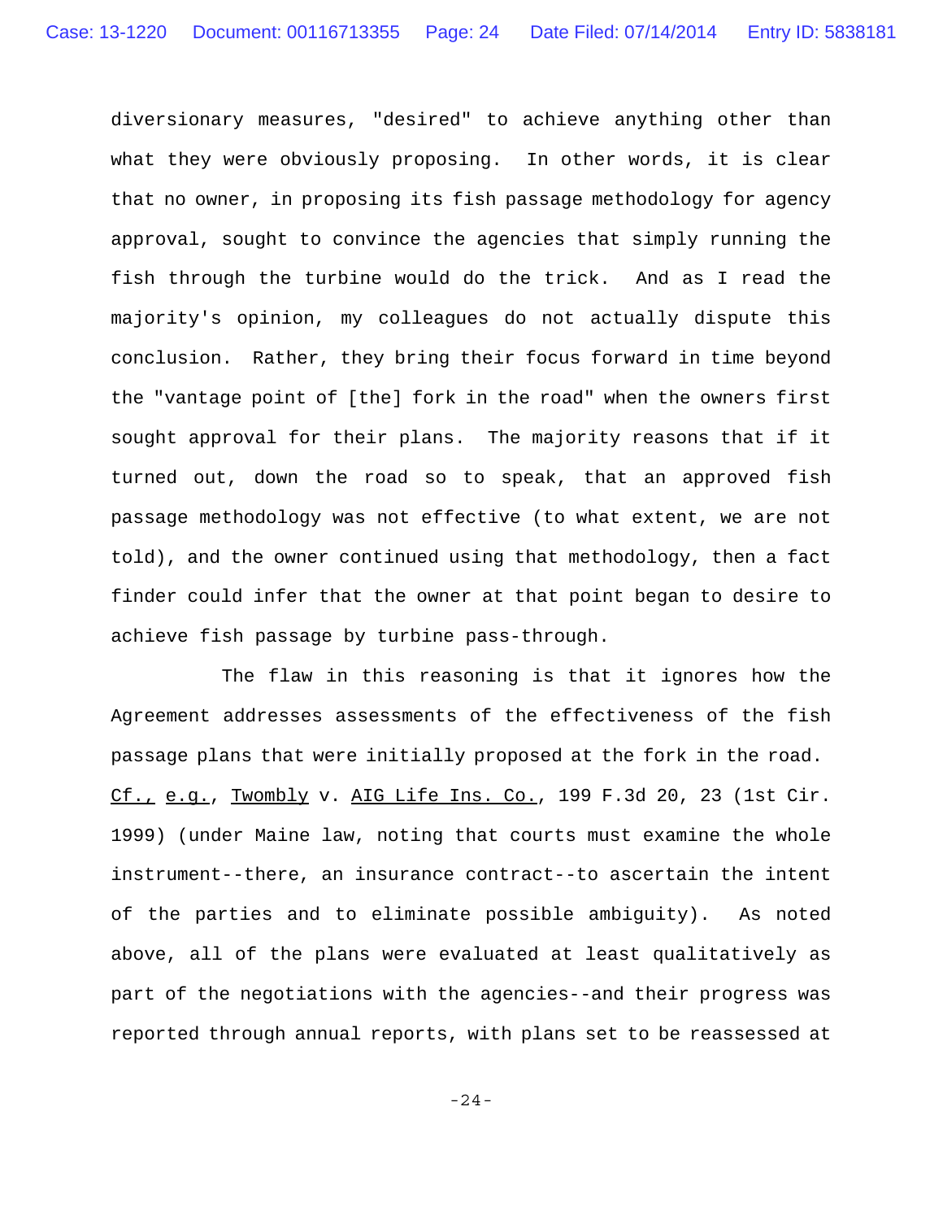diversionary measures, "desired" to achieve anything other than what they were obviously proposing. In other words, it is clear that no owner, in proposing its fish passage methodology for agency approval, sought to convince the agencies that simply running the fish through the turbine would do the trick. And as I read the majority's opinion, my colleagues do not actually dispute this conclusion. Rather, they bring their focus forward in time beyond the "vantage point of [the] fork in the road" when the owners first sought approval for their plans. The majority reasons that if it turned out, down the road so to speak, that an approved fish passage methodology was not effective (to what extent, we are not told), and the owner continued using that methodology, then a fact finder could infer that the owner at that point began to desire to achieve fish passage by turbine pass-through.

The flaw in this reasoning is that it ignores how the Agreement addresses assessments of the effectiveness of the fish passage plans that were initially proposed at the fork in the road. Cf., e.g., Twombly v. AIG Life Ins. Co., 199 F.3d 20, 23 (1st Cir. 1999) (under Maine law, noting that courts must examine the whole instrument--there, an insurance contract--to ascertain the intent of the parties and to eliminate possible ambiguity). As noted above, all of the plans were evaluated at least qualitatively as part of the negotiations with the agencies--and their progress was reported through annual reports, with plans set to be reassessed at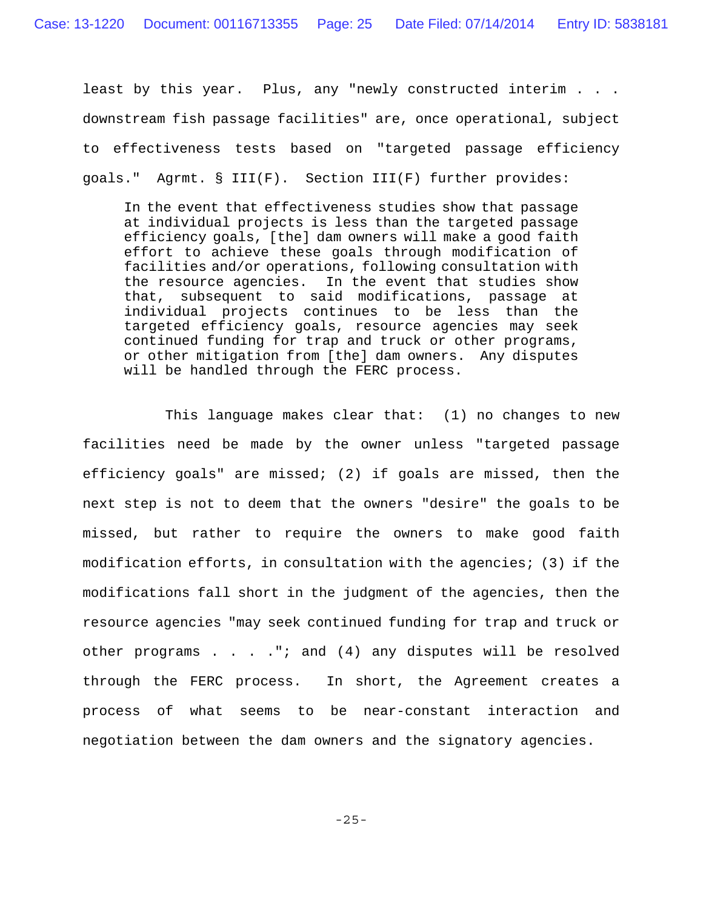least by this year. Plus, any "newly constructed interim . . . downstream fish passage facilities" are, once operational, subject to effectiveness tests based on "targeted passage efficiency goals." Agrmt. § III(F). Section III(F) further provides:

> In the event that effectiveness studies show that passage at individual projects is less than the targeted passage efficiency goals, [the] dam owners will make a good faith effort to achieve these goals through modification of facilities and/or operations, following consultation with the resource agencies. In the event that studies show that, subsequent to said modifications, passage at individual projects continues to be less than the targeted efficiency goals, resource agencies may seek continued funding for trap and truck or other programs, or other mitigation from [the] dam owners. Any disputes will be handled through the FERC process.

This language makes clear that: (1) no changes to new facilities need be made by the owner unless "targeted passage efficiency goals" are missed; (2) if goals are missed, then the next step is not to deem that the owners "desire" the goals to be missed, but rather to require the owners to make good faith modification efforts, in consultation with the agencies; (3) if the modifications fall short in the judgment of the agencies, then the resource agencies "may seek continued funding for trap and truck or other programs . . . ."; and (4) any disputes will be resolved through the FERC process. In short, the Agreement creates a process of what seems to be near-constant interaction and negotiation between the dam owners and the signatory agencies.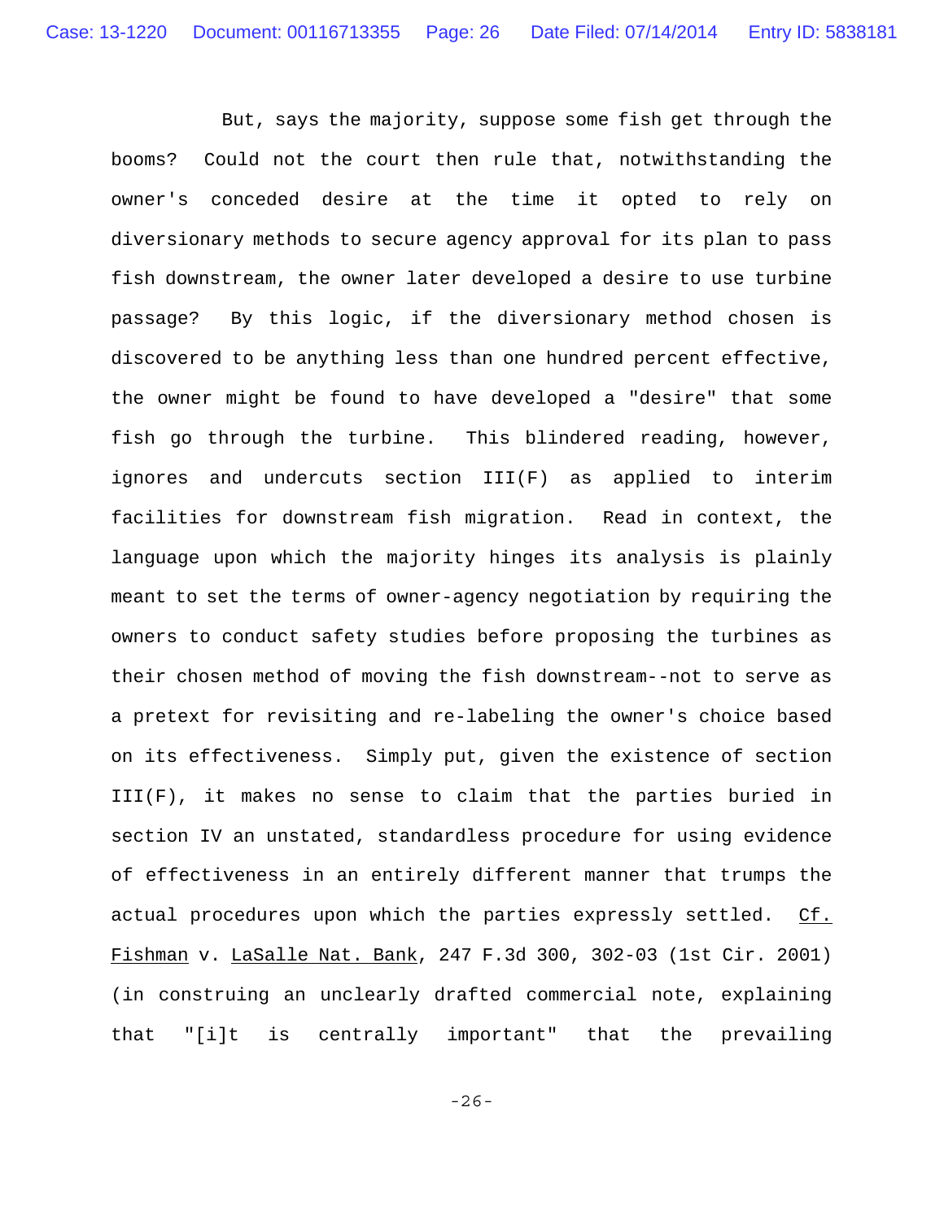But, says the majority, suppose some fish get through the booms? Could not the court then rule that, notwithstanding the owner's conceded desire at the time it opted to rely on diversionary methods to secure agency approval for its plan to pass fish downstream, the owner later developed a desire to use turbine passage? By this logic, if the diversionary method chosen is discovered to be anything less than one hundred percent effective, the owner might be found to have developed a "desire" that some fish go through the turbine. This blindered reading, however, ignores and undercuts section III(F) as applied to interim facilities for downstream fish migration. Read in context, the language upon which the majority hinges its analysis is plainly meant to set the terms of owner-agency negotiation by requiring the owners to conduct safety studies before proposing the turbines as their chosen method of moving the fish downstream--not to serve as a pretext for revisiting and re-labeling the owner's choice based on its effectiveness. Simply put, given the existence of section III(F), it makes no sense to claim that the parties buried in section IV an unstated, standardless procedure for using evidence of effectiveness in an entirely different manner that trumps the actual procedures upon which the parties expressly settled. Cf. Fishman v. LaSalle Nat. Bank, 247 F.3d 300, 302-03 (1st Cir. 2001) (in construing an unclearly drafted commercial note, explaining that "[i]t is centrally important" that the prevailing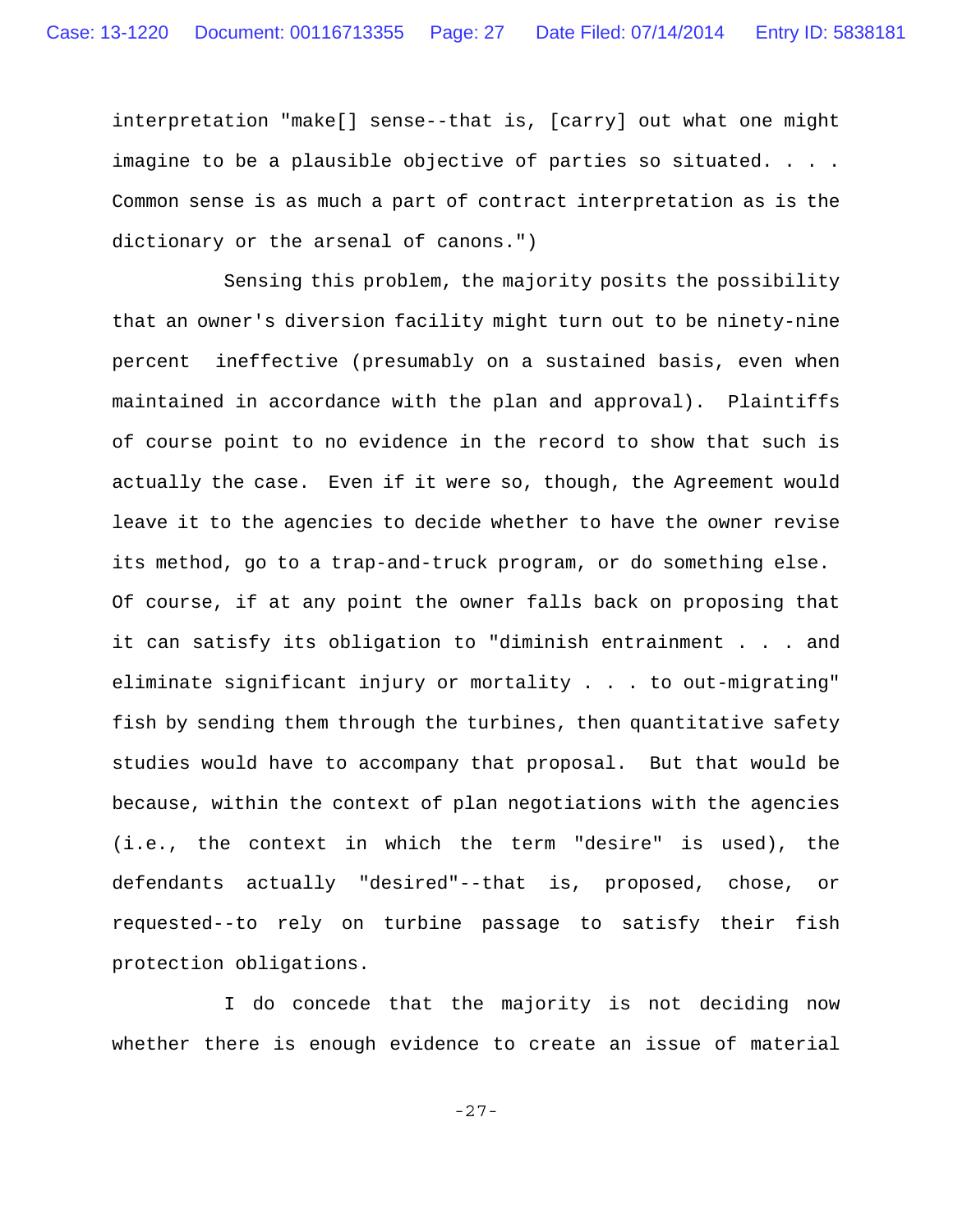interpretation "make[] sense--that is, [carry] out what one might imagine to be a plausible objective of parties so situated. . . . Common sense is as much a part of contract interpretation as is the dictionary or the arsenal of canons.")

Sensing this problem, the majority posits the possibility that an owner's diversion facility might turn out to be ninety-nine percent ineffective (presumably on a sustained basis, even when maintained in accordance with the plan and approval). Plaintiffs of course point to no evidence in the record to show that such is actually the case. Even if it were so, though, the Agreement would leave it to the agencies to decide whether to have the owner revise its method, go to a trap-and-truck program, or do something else. Of course, if at any point the owner falls back on proposing that it can satisfy its obligation to "diminish entrainment . . . and eliminate significant injury or mortality . . . to out-migrating" fish by sending them through the turbines, then quantitative safety studies would have to accompany that proposal. But that would be because, within the context of plan negotiations with the agencies (i.e., the context in which the term "desire" is used), the defendants actually "desired"--that is, proposed, chose, or requested--to rely on turbine passage to satisfy their fish protection obligations.

I do concede that the majority is not deciding now whether there is enough evidence to create an issue of material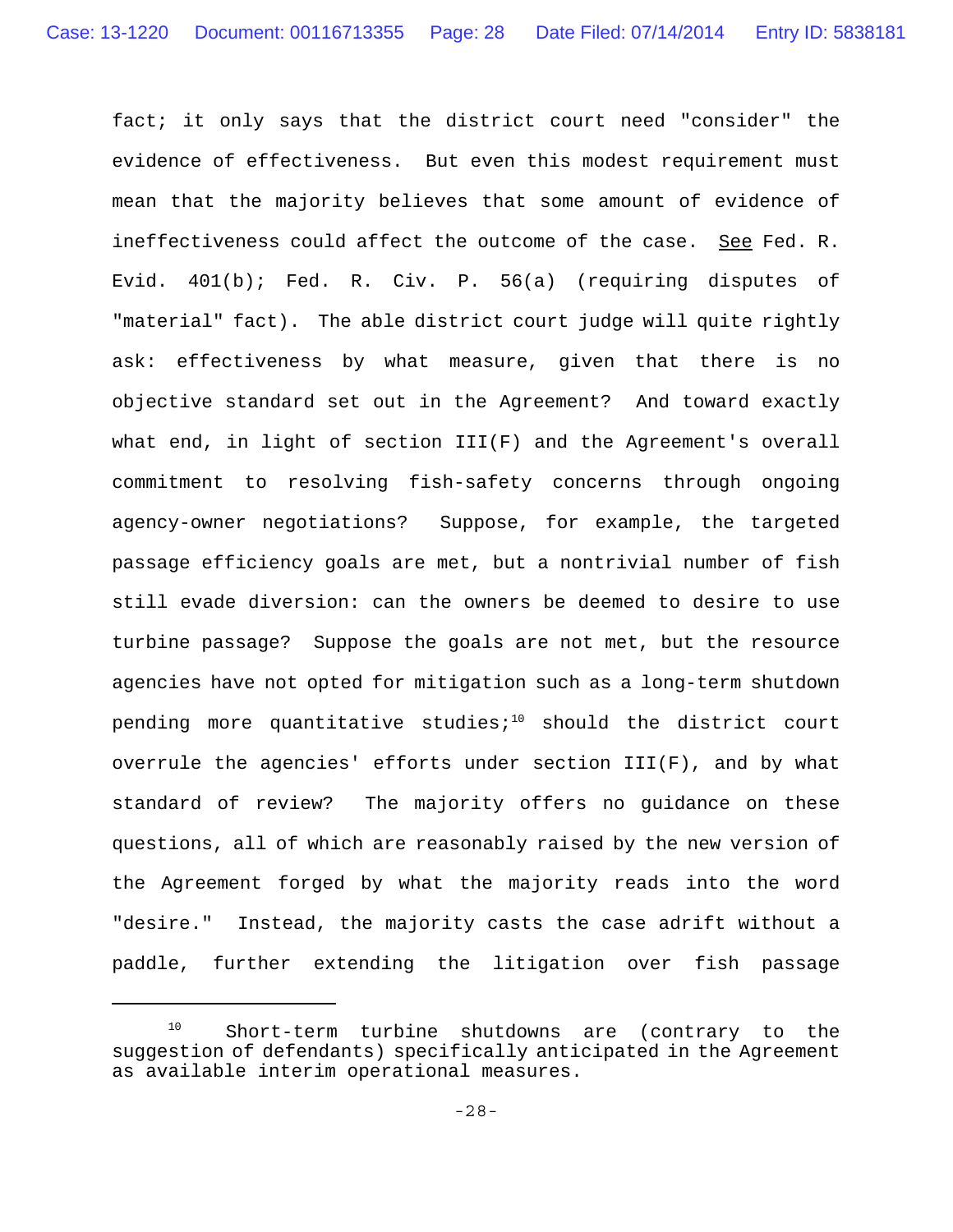fact; it only says that the district court need "consider" the evidence of effectiveness. But even this modest requirement must mean that the majority believes that some amount of evidence of ineffectiveness could affect the outcome of the case. See Fed. R. Evid. 401(b); Fed. R. Civ. P. 56(a) (requiring disputes of "material" fact). The able district court judge will quite rightly ask: effectiveness by what measure, given that there is no objective standard set out in the Agreement? And toward exactly what end, in light of section III(F) and the Agreement's overall commitment to resolving fish-safety concerns through ongoing agency-owner negotiations? Suppose, for example, the targeted passage efficiency goals are met, but a nontrivial number of fish still evade diversion: can the owners be deemed to desire to use turbine passage? Suppose the goals are not met, but the resource agencies have not opted for mitigation such as a long-term shutdown pending more quantitative studies;[10] should the district court overrule the agencies' efforts under section III(F), and by what standard of review? The majority offers no guidance on these questions, all of which are reasonably raised by the new version of the Agreement forged by what the majority reads into the word "desire." Instead, the majority casts the case adrift without a paddle, further extending the litigation over fish passage

---

[10] Short-term turbine shutdowns are (contrary to the suggestion of defendants) specifically anticipated in the Agreement as available interim operational measures.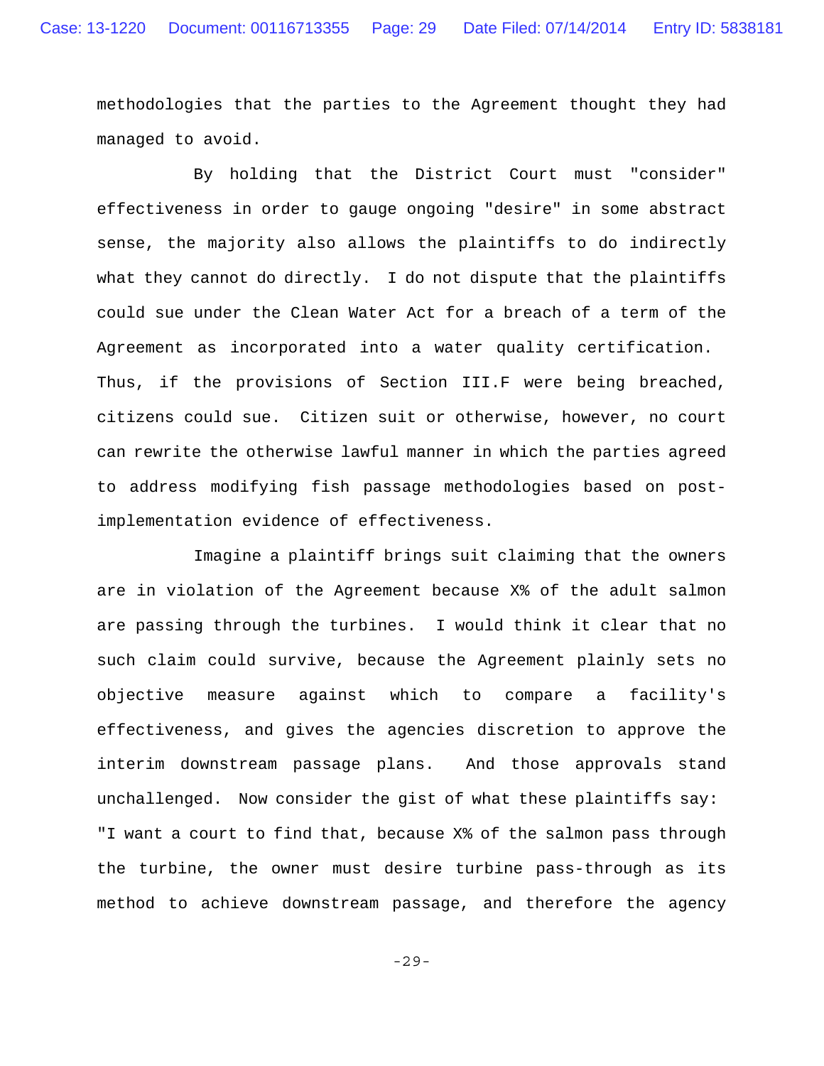methodologies that the parties to the Agreement thought they had managed to avoid.

By holding that the District Court must "consider" effectiveness in order to gauge ongoing "desire" in some abstract sense, the majority also allows the plaintiffs to do indirectly what they cannot do directly. I do not dispute that the plaintiffs could sue under the Clean Water Act for a breach of a term of the Agreement as incorporated into a water quality certification. Thus, if the provisions of Section III.F were being breached, citizens could sue. Citizen suit or otherwise, however, no court can rewrite the otherwise lawful manner in which the parties agreed to address modifying fish passage methodologies based on post-implementation evidence of effectiveness.

Imagine a plaintiff brings suit claiming that the owners are in violation of the Agreement because X% of the adult salmon are passing through the turbines. I would think it clear that no such claim could survive, because the Agreement plainly sets no objective measure against which to compare a facility's effectiveness, and gives the agencies discretion to approve the interim downstream passage plans. And those approvals stand unchallenged. Now consider the gist of what these plaintiffs say: "I want a court to find that, because X% of the salmon pass through the turbine, the owner must desire turbine pass-through as its method to achieve downstream passage, and therefore the agency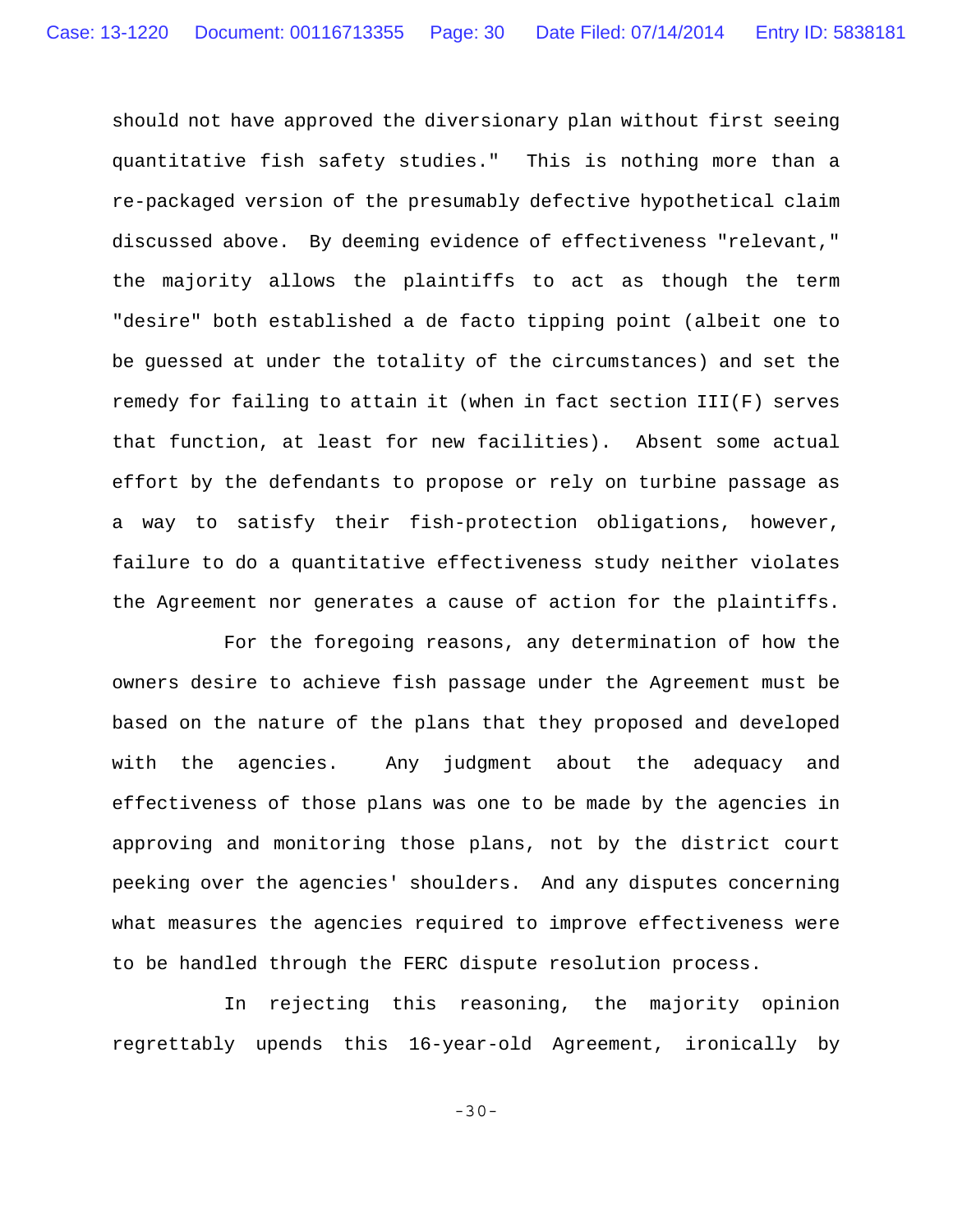should not have approved the diversionary plan without first seeing quantitative fish safety studies." This is nothing more than a re-packaged version of the presumably defective hypothetical claim discussed above. By deeming evidence of effectiveness "relevant," the majority allows the plaintiffs to act as though the term "desire" both established a de facto tipping point (albeit one to be guessed at under the totality of the circumstances) and set the remedy for failing to attain it (when in fact section III(F) serves that function, at least for new facilities). Absent some actual effort by the defendants to propose or rely on turbine passage as a way to satisfy their fish-protection obligations, however, failure to do a quantitative effectiveness study neither violates the Agreement nor generates a cause of action for the plaintiffs.

For the foregoing reasons, any determination of how the owners desire to achieve fish passage under the Agreement must be based on the nature of the plans that they proposed and developed with the agencies. Any judgment about the adequacy and effectiveness of those plans was one to be made by the agencies in approving and monitoring those plans, not by the district court peeking over the agencies' shoulders. And any disputes concerning what measures the agencies required to improve effectiveness were to be handled through the FERC dispute resolution process.

In rejecting this reasoning, the majority opinion regrettably upends this 16-year-old Agreement, ironically by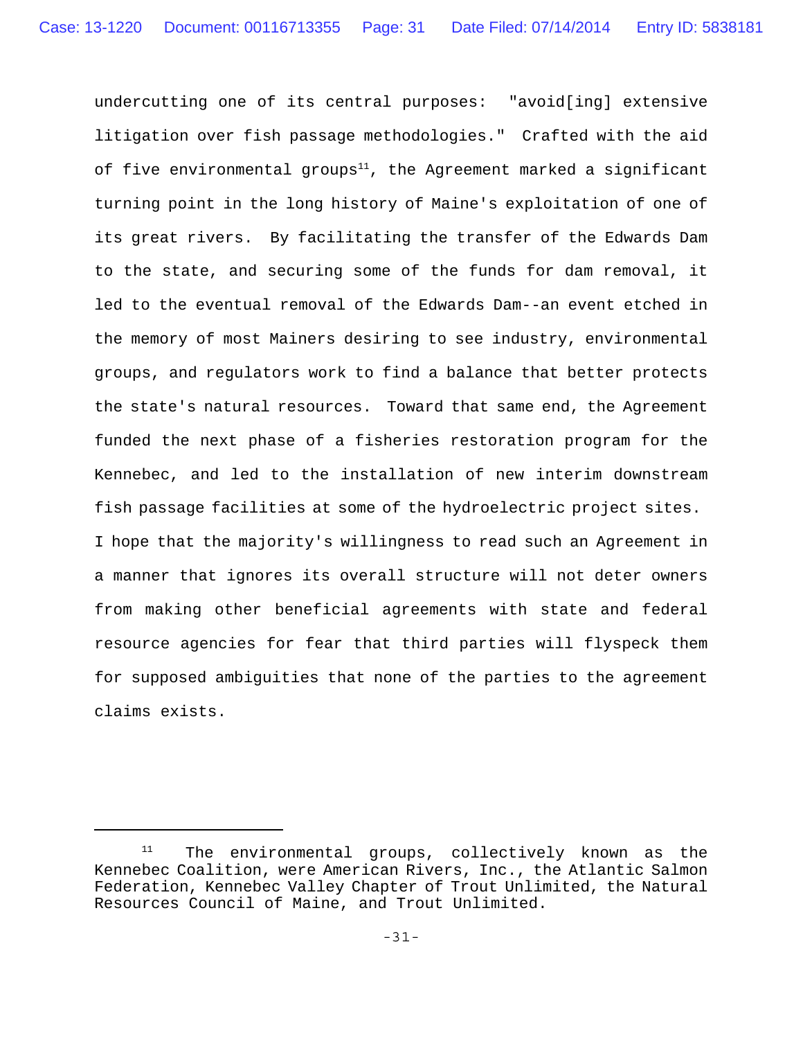undercutting one of its central purposes: "avoid[ing] extensive litigation over fish passage methodologies." Crafted with the aid of five environmental groups[11], the Agreement marked a significant turning point in the long history of Maine's exploitation of one of its great rivers. By facilitating the transfer of the Edwards Dam to the state, and securing some of the funds for dam removal, it led to the eventual removal of the Edwards Dam--an event etched in the memory of most Mainers desiring to see industry, environmental groups, and regulators work to find a balance that better protects the state's natural resources. Toward that same end, the Agreement funded the next phase of a fisheries restoration program for the Kennebec, and led to the installation of new interim downstream fish passage facilities at some of the hydroelectric project sites. I hope that the majority's willingness to read such an Agreement in a manner that ignores its overall structure will not deter owners from making other beneficial agreements with state and federal resource agencies for fear that third parties will flyspeck them for supposed ambiguities that none of the parties to the agreement claims exists.

---

[11] The environmental groups, collectively known as the Kennebec Coalition, were American Rivers, Inc., the Atlantic Salmon Federation, Kennebec Valley Chapter of Trout Unlimited, the Natural Resources Council of Maine, and Trout Unlimited.